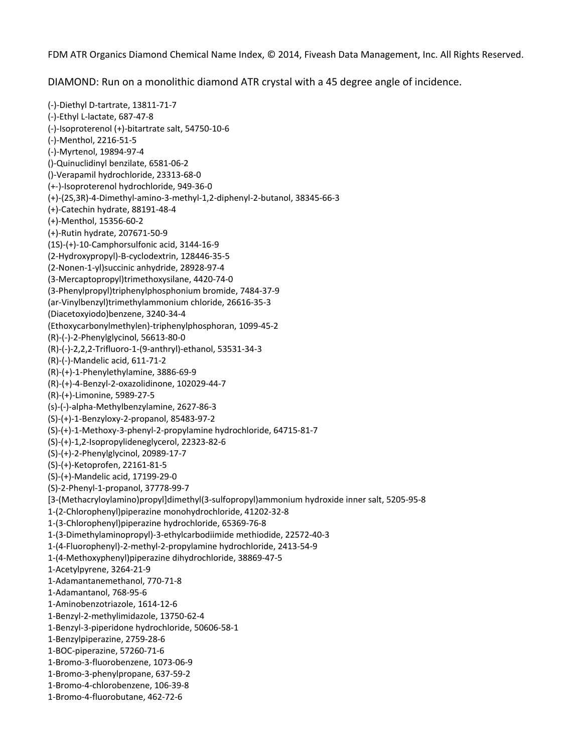FDM ATR Organics Diamond Chemical Name Index, © 2014, Fiveash Data Management, Inc. All Rights Reserved.

DIAMOND: Run on a monolithic diamond ATR crystal with a 45 degree angle of incidence.

(-)-Diethyl D-tartrate, 13811-71-7
(-)-Ethyl L-lactate, 687-47-8
(-)-Isoproterenol (+)-bitartrate salt, 54750-10-6
(-)-Menthol, 2216-51-5
(-)-Myrtenol, 19894-97-4
()-Quinuclidinyl benzilate, 6581-06-2
()-Verapamil hydrochloride, 23313-68-0
(+-)-Isoproterenol hydrochloride, 949-36-0
(+)-(2S,3R)-4-Dimethyl-amino-3-methyl-1,2-diphenyl-2-butanol, 38345-66-3
(+)-Catechin hydrate, 88191-48-4
(+)-Menthol, 15356-60-2
(+)-Rutin hydrate, 207671-50-9
(1S)-(+)-10-Camphorsulfonic acid, 3144-16-9
(2-Hydroxypropyl)-B-cyclodextrin, 128446-35-5
(2-Nonen-1-yl)succinic anhydride, 28928-97-4
(3-Mercaptopropyl)trimethoxysilane, 4420-74-0
(3-Phenylpropyl)triphenylphosphonium bromide, 7484-37-9
(ar-Vinylbenzyl)trimethylammonium chloride, 26616-35-3
(Diacetoxyiodo)benzene, 3240-34-4
(Ethoxycarbonylmethylen)-triphenylphosphoran, 1099-45-2
(R)-(-)-2-Phenylglycinol, 56613-80-0
(R)-(-)-2,2,2-Trifluoro-1-(9-anthryl)-ethanol, 53531-34-3
(R)-(-)-Mandelic acid, 611-71-2
(R)-(+)-1-Phenylethylamine, 3886-69-9
(R)-(+)-4-Benzyl-2-oxazolidinone, 102029-44-7
(R)-(+)-Limonine, 5989-27-5
(s)-(-)-alpha-Methylbenzylamine, 2627-86-3
(S)-(+)-1-Benzyloxy-2-propanol, 85483-97-2
(S)-(+)-1-Methoxy-3-phenyl-2-propylamine hydrochloride, 64715-81-7
(S)-(+)-1,2-Isopropylideneglycerol, 22323-82-6
(S)-(+)-2-Phenylglycinol, 20989-17-7
(S)-(+)-Ketoprofen, 22161-81-5
(S)-(+)-Mandelic acid, 17199-29-0
(S)-2-Phenyl-1-propanol, 37778-99-7
[3-(Methacryloylamino)propyl]dimethyl(3-sulfopropyl)ammonium hydroxide inner salt, 5205-95-8
1-(2-Chlorophenyl)piperazine monohydrochloride, 41202-32-8
1-(3-Chlorophenyl)piperazine hydrochloride, 65369-76-8
1-(3-Dimethylaminopropyl)-3-ethylcarbodiimide methiodide, 22572-40-3
1-(4-Fluorophenyl)-2-methyl-2-propylamine hydrochloride, 2413-54-9
1-(4-Methoxyphenyl)piperazine dihydrochloride, 38869-47-5
1-Acetylpyrene, 3264-21-9
1-Adamantanemethanol, 770-71-8
1-Adamantanol, 768-95-6
1-Aminobenzotriazole, 1614-12-6
1-Benzyl-2-methylimidazole, 13750-62-4
1-Benzyl-3-piperidone hydrochloride, 50606-58-1
1-Benzylpiperazine, 2759-28-6
1-BOC-piperazine, 57260-71-6
1-Bromo-3-fluorobenzene, 1073-06-9
1-Bromo-3-phenylpropane, 637-59-2
1-Bromo-4-chlorobenzene, 106-39-8
1-Bromo-4-fluorobutane, 462-72-6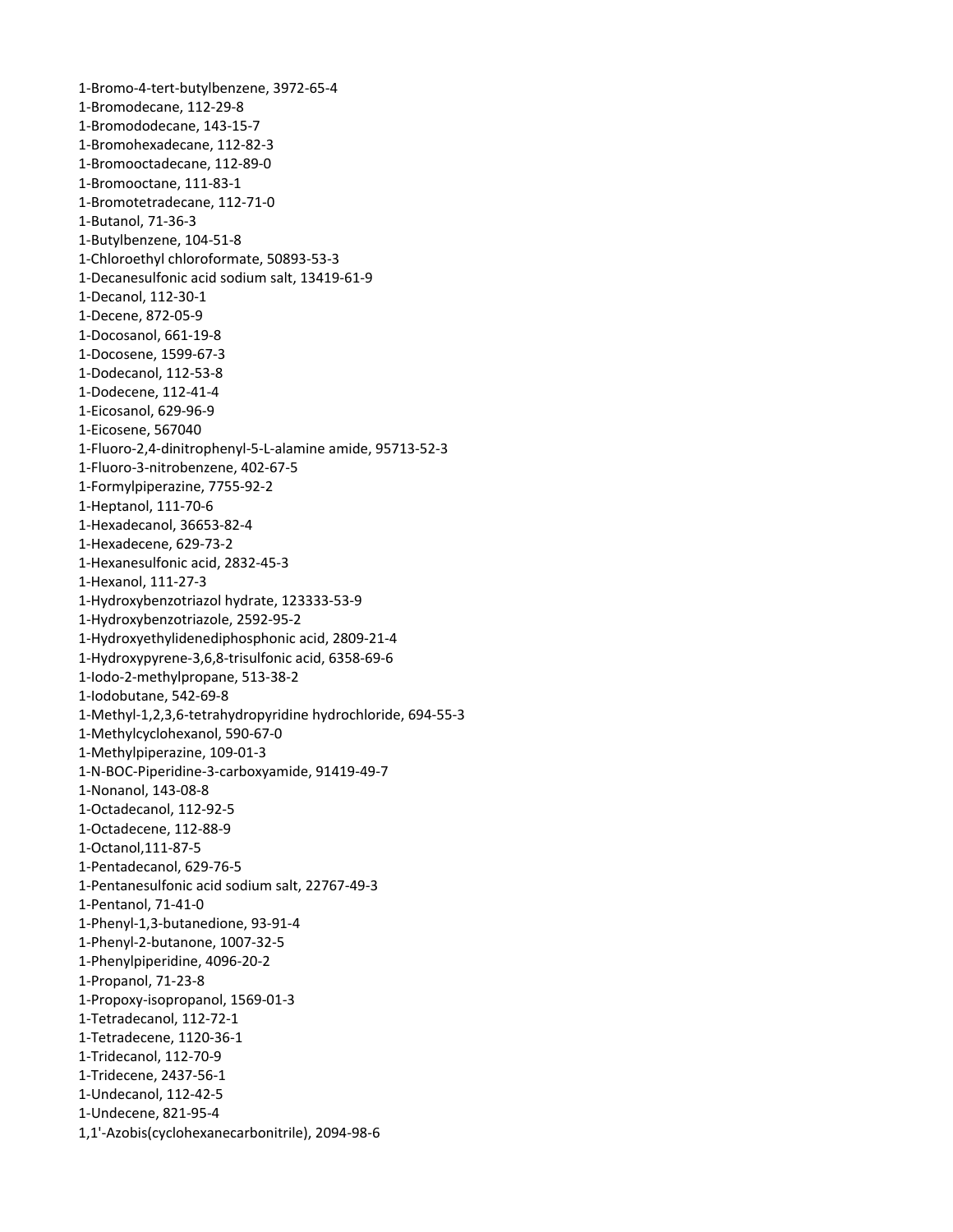1-Bromo-4-tert-butylbenzene, 3972-65-4
1-Bromodecane, 112-29-8
1-Bromododecane, 143-15-7
1-Bromohexadecane, 112-82-3
1-Bromooctadecane, 112-89-0
1-Bromooctane, 111-83-1
1-Bromotetradecane, 112-71-0
1-Butanol, 71-36-3
1-Butylbenzene, 104-51-8
1-Chloroethyl chloroformate, 50893-53-3
1-Decanesulfonic acid sodium salt, 13419-61-9
1-Decanol, 112-30-1
1-Decene, 872-05-9
1-Docosanol, 661-19-8
1-Docosene, 1599-67-3
1-Dodecanol, 112-53-8
1-Dodecene, 112-41-4
1-Eicosanol, 629-96-9
1-Eicosene, 567040
1-Fluoro-2,4-dinitrophenyl-5-L-alamine amide, 95713-52-3
1-Fluoro-3-nitrobenzene, 402-67-5
1-Formylpiperazine, 7755-92-2
1-Heptanol, 111-70-6
1-Hexadecanol, 36653-82-4
1-Hexadecene, 629-73-2
1-Hexanesulfonic acid, 2832-45-3
1-Hexanol, 111-27-3
1-Hydroxybenzotriazol hydrate, 123333-53-9
1-Hydroxybenzotriazole, 2592-95-2
1-Hydroxyethylidenediphosphonic acid, 2809-21-4
1-Hydroxypyrene-3,6,8-trisulfonic acid, 6358-69-6
1-Iodo-2-methylpropane, 513-38-2
1-Iodobutane, 542-69-8
1-Methyl-1,2,3,6-tetrahydropyridine hydrochloride, 694-55-3
1-Methylcyclohexanol, 590-67-0
1-Methylpiperazine, 109-01-3
1-N-BOC-Piperidine-3-carboxyamide, 91419-49-7
1-Nonanol, 143-08-8
1-Octadecanol, 112-92-5
1-Octadecene, 112-88-9
1-Octanol,111-87-5
1-Pentadecanol, 629-76-5
1-Pentanesulfonic acid sodium salt, 22767-49-3
1-Pentanol, 71-41-0
1-Phenyl-1,3-butanedione, 93-91-4
1-Phenyl-2-butanone, 1007-32-5
1-Phenylpiperidine, 4096-20-2
1-Propanol, 71-23-8
1-Propoxy-isopropanol, 1569-01-3
1-Tetradecanol, 112-72-1
1-Tetradecene, 1120-36-1
1-Tridecanol, 112-70-9
1-Tridecene, 2437-56-1
1-Undecanol, 112-42-5
1-Undecene, 821-95-4
1,1'-Azobis(cyclohexanecarbonitrile), 2094-98-6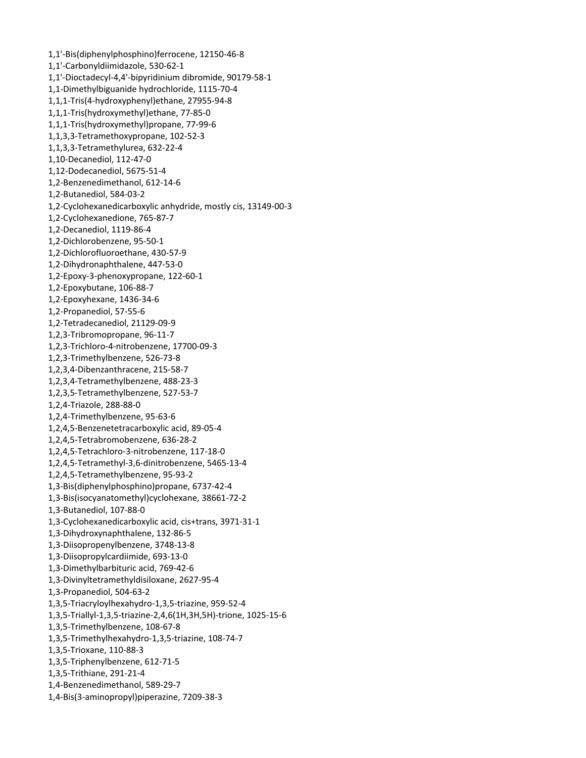1,1'-Bis(diphenylphosphino)ferrocene, 12150-46-8
1,1'-Carbonyldiimidazole, 530-62-1
1,1'-Dioctadecyl-4,4'-bipyridinium dibromide, 90179-58-1
1,1-Dimethylbiguanide hydrochloride, 1115-70-4
1,1,1-Tris(4-hydroxyphenyl)ethane, 27955-94-8
1,1,1-Tris(hydroxymethyl)ethane, 77-85-0
1,1,1-Tris(hydroxymethyl)propane, 77-99-6
1,1,3,3-Tetramethoxypropane, 102-52-3
1,1,3,3-Tetramethylurea, 632-22-4
1,10-Decanediol, 112-47-0
1,12-Dodecanediol, 5675-51-4
1,2-Benzenedimethanol, 612-14-6
1,2-Butanediol, 584-03-2
1,2-Cyclohexanedicarboxylic anhydride, mostly cis, 13149-00-3
1,2-Cyclohexanedione, 765-87-7
1,2-Decanediol, 1119-86-4
1,2-Dichlorobenzene, 95-50-1
1,2-Dichlorofluoroethane, 430-57-9
1,2-Dihydronaphthalene, 447-53-0
1,2-Epoxy-3-phenoxypropane, 122-60-1
1,2-Epoxybutane, 106-88-7
1,2-Epoxyhexane, 1436-34-6
1,2-Propanediol, 57-55-6
1,2-Tetradecanediol, 21129-09-9
1,2,3-Tribromopropane, 96-11-7
1,2,3-Trichloro-4-nitrobenzene, 17700-09-3
1,2,3-Trimethylbenzene, 526-73-8
1,2,3,4-Dibenzanthracene, 215-58-7
1,2,3,4-Tetramethylbenzene, 488-23-3
1,2,3,5-Tetramethylbenzene, 527-53-7
1,2,4-Triazole, 288-88-0
1,2,4-Trimethylbenzene, 95-63-6
1,2,4,5-Benzenetetracarboxylic acid, 89-05-4
1,2,4,5-Tetrabromobenzene, 636-28-2
1,2,4,5-Tetrachloro-3-nitrobenzene, 117-18-0
1,2,4,5-Tetramethyl-3,6-dinitrobenzene, 5465-13-4
1,2,4,5-Tetramethylbenzene, 95-93-2
1,3-Bis(diphenylphosphino)propane, 6737-42-4
1,3-Bis(isocyanatomethyl)cyclohexane, 38661-72-2
1,3-Butanediol, 107-88-0
1,3-Cyclohexanedicarboxylic acid, cis+trans, 3971-31-1
1,3-Dihydroxynaphthalene, 132-86-5
1,3-Diisopropenylbenzene, 3748-13-8
1,3-Diisopropylcardiimide, 693-13-0
1,3-Dimethylbarbituric acid, 769-42-6
1,3-Divinyltetramethyldisiloxane, 2627-95-4
1,3-Propanediol, 504-63-2
1,3,5-Triacryloylhexahydro-1,3,5-triazine, 959-52-4
1,3,5-Triallyl-1,3,5-triazine-2,4,6(1H,3H,5H)-trione, 1025-15-6
1,3,5-Trimethylbenzene, 108-67-8
1,3,5-Trimethylhexahydro-1,3,5-triazine, 108-74-7
1,3,5-Trioxane, 110-88-3
1,3,5-Triphenylbenzene, 612-71-5
1,3,5-Trithiane, 291-21-4
1,4-Benzenedimethanol, 589-29-7
1,4-Bis(3-aminopropyl)piperazine, 7209-38-3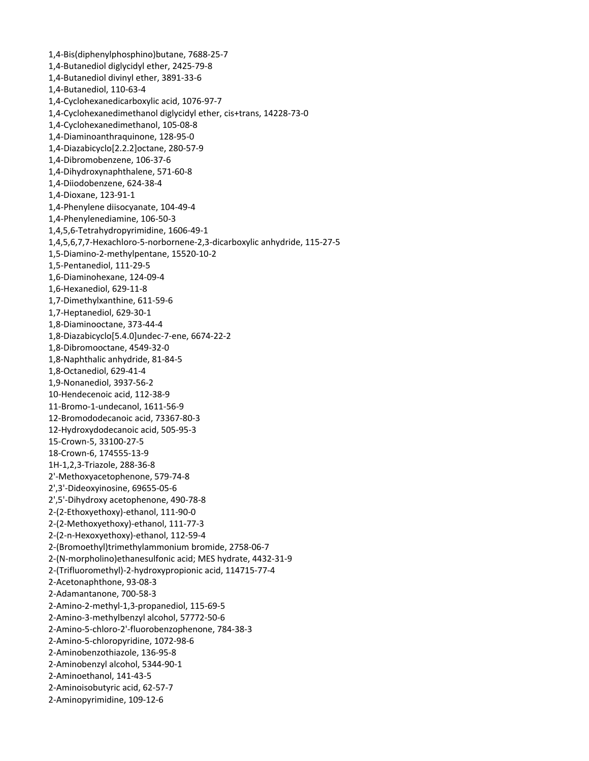1,4-Bis(diphenylphosphino)butane, 7688-25-7
1,4-Butanediol diglycidyl ether, 2425-79-8
1,4-Butanediol divinyl ether, 3891-33-6
1,4-Butanediol, 110-63-4
1,4-Cyclohexanedicarboxylic acid, 1076-97-7
1,4-Cyclohexanedimethanol diglycidyl ether, cis+trans, 14228-73-0
1,4-Cyclohexanedimethanol, 105-08-8
1,4-Diaminoanthraquinone, 128-95-0
1,4-Diazabicyclo[2.2.2]octane, 280-57-9
1,4-Dibromobenzene, 106-37-6
1,4-Dihydroxynaphthalene, 571-60-8
1,4-Diiodobenzene, 624-38-4
1,4-Dioxane, 123-91-1
1,4-Phenylene diisocyanate, 104-49-4
1,4-Phenylenediamine, 106-50-3
1,4,5,6-Tetrahydropyrimidine, 1606-49-1
1,4,5,6,7,7-Hexachloro-5-norbornene-2,3-dicarboxylic anhydride, 115-27-5
1,5-Diamino-2-methylpentane, 15520-10-2
1,5-Pentanediol, 111-29-5
1,6-Diaminohexane, 124-09-4
1,6-Hexanediol, 629-11-8
1,7-Dimethylxanthine, 611-59-6
1,7-Heptanediol, 629-30-1
1,8-Diaminooctane, 373-44-4
1,8-Diazabicyclo[5.4.0]undec-7-ene, 6674-22-2
1,8-Dibromooctane, 4549-32-0
1,8-Naphthalic anhydride, 81-84-5
1,8-Octanediol, 629-41-4
1,9-Nonanediol, 3937-56-2
10-Hendecenoic acid, 112-38-9
11-Bromo-1-undecanol, 1611-56-9
12-Bromododecanoic acid, 73367-80-3
12-Hydroxydodecanoic acid, 505-95-3
15-Crown-5, 33100-27-5
18-Crown-6, 174555-13-9
1H-1,2,3-Triazole, 288-36-8
2'-Methoxyacetophenone, 579-74-8
2',3'-Dideoxyinosine, 69655-05-6
2',5'-Dihydroxy acetophenone, 490-78-8
2-(2-Ethoxyethoxy)-ethanol, 111-90-0
2-(2-Methoxyethoxy)-ethanol, 111-77-3
2-(2-n-Hexoxyethoxy)-ethanol, 112-59-4
2-(Bromoethyl)trimethylammonium bromide, 2758-06-7
2-(N-morpholino)ethanesulfonic acid; MES hydrate, 4432-31-9
2-(Trifluoromethyl)-2-hydroxypropionic acid, 114715-77-4
2-Acetonaphthone, 93-08-3
2-Adamantanone, 700-58-3
2-Amino-2-methyl-1,3-propanediol, 115-69-5
2-Amino-3-methylbenzyl alcohol, 57772-50-6
2-Amino-5-chloro-2'-fluorobenzophenone, 784-38-3
2-Amino-5-chloropyridine, 1072-98-6
2-Aminobenzothiazole, 136-95-8
2-Aminobenzyl alcohol, 5344-90-1
2-Aminoethanol, 141-43-5
2-Aminoisobutyric acid, 62-57-7
2-Aminopyrimidine, 109-12-6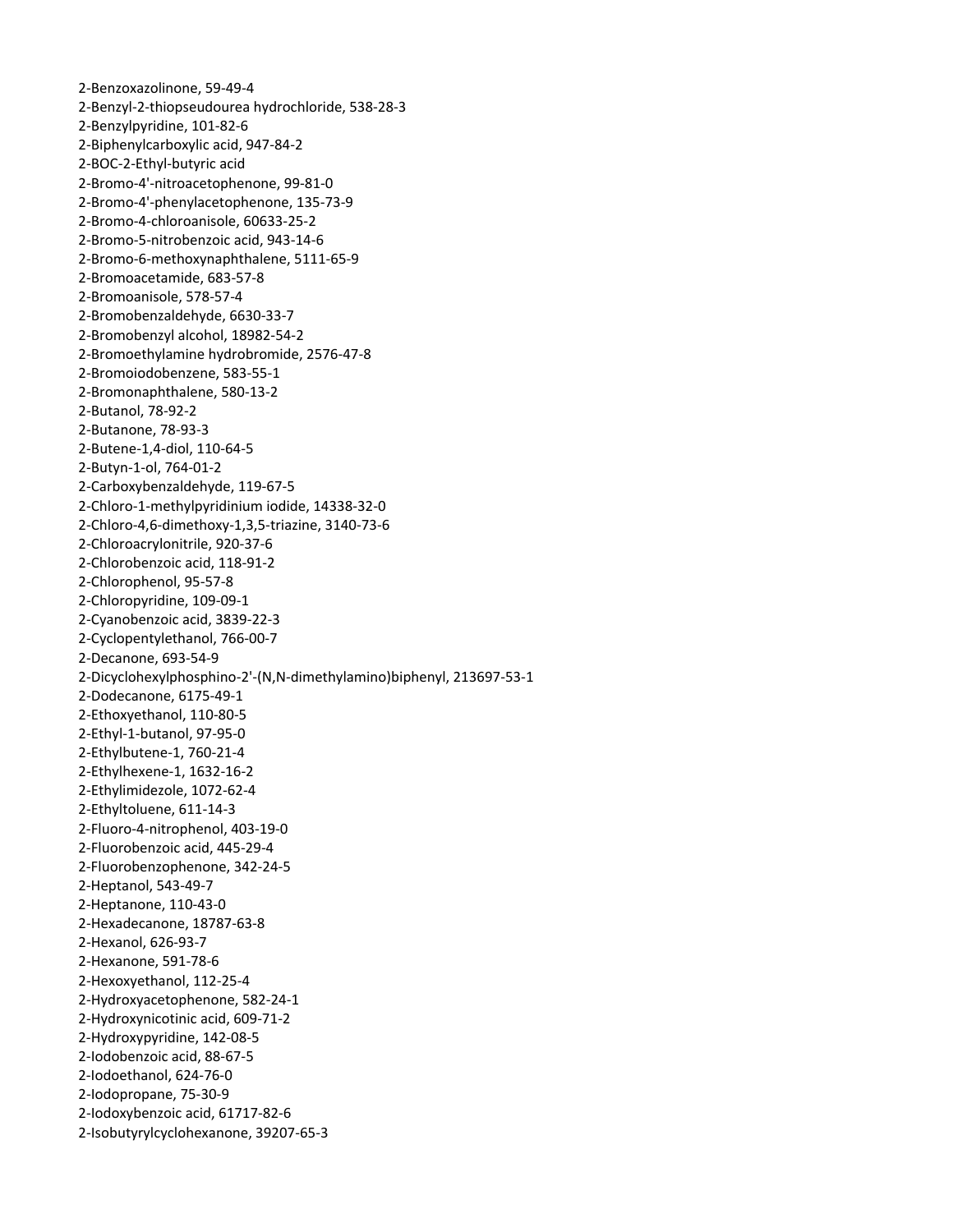2-Benzoxazolinone, 59-49-4
2-Benzyl-2-thiopseudourea hydrochloride, 538-28-3
2-Benzylpyridine, 101-82-6
2-Biphenylcarboxylic acid, 947-84-2
2-BOC-2-Ethyl-butyric acid
2-Bromo-4'-nitroacetophenone, 99-81-0
2-Bromo-4'-phenylacetophenone, 135-73-9
2-Bromo-4-chloroanisole, 60633-25-2
2-Bromo-5-nitrobenzoic acid, 943-14-6
2-Bromo-6-methoxynaphthalene, 5111-65-9
2-Bromoacetamide, 683-57-8
2-Bromoanisole, 578-57-4
2-Bromobenzaldehyde, 6630-33-7
2-Bromobenzyl alcohol, 18982-54-2
2-Bromoethylamine hydrobromide, 2576-47-8
2-Bromoiodobenzene, 583-55-1
2-Bromonaphthalene, 580-13-2
2-Butanol, 78-92-2
2-Butanone, 78-93-3
2-Butene-1,4-diol, 110-64-5
2-Butyn-1-ol, 764-01-2
2-Carboxybenzaldehyde, 119-67-5
2-Chloro-1-methylpyridinium iodide, 14338-32-0
2-Chloro-4,6-dimethoxy-1,3,5-triazine, 3140-73-6
2-Chloroacrylonitrile, 920-37-6
2-Chlorobenzoic acid, 118-91-2
2-Chlorophenol, 95-57-8
2-Chloropyridine, 109-09-1
2-Cyanobenzoic acid, 3839-22-3
2-Cyclopentylethanol, 766-00-7
2-Decanone, 693-54-9
2-Dicyclohexylphosphino-2'-(N,N-dimethylamino)biphenyl, 213697-53-1
2-Dodecanone, 6175-49-1
2-Ethoxyethanol, 110-80-5
2-Ethyl-1-butanol, 97-95-0
2-Ethylbutene-1, 760-21-4
2-Ethylhexene-1, 1632-16-2
2-Ethylimidezole, 1072-62-4
2-Ethyltoluene, 611-14-3
2-Fluoro-4-nitrophenol, 403-19-0
2-Fluorobenzoic acid, 445-29-4
2-Fluorobenzophenone, 342-24-5
2-Heptanol, 543-49-7
2-Heptanone, 110-43-0
2-Hexadecanone, 18787-63-8
2-Hexanol, 626-93-7
2-Hexanone, 591-78-6
2-Hexoxyethanol, 112-25-4
2-Hydroxyacetophenone, 582-24-1
2-Hydroxynicotinic acid, 609-71-2
2-Hydroxypyridine, 142-08-5
2-Iodobenzoic acid, 88-67-5
2-Iodoethanol, 624-76-0
2-Iodopropane, 75-30-9
2-Iodoxybenzoic acid, 61717-82-6
2-Isobutyrylcyclohexanone, 39207-65-3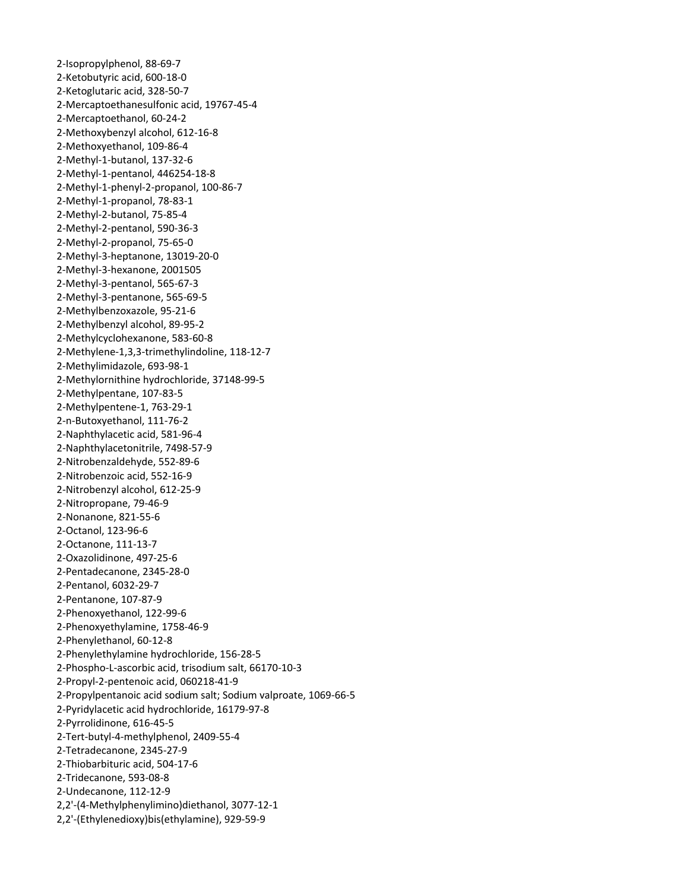2-Isopropylphenol, 88-69-7
2-Ketobutyric acid, 600-18-0
2-Ketoglutaric acid, 328-50-7
2-Mercaptoethanesulfonic acid, 19767-45-4
2-Mercaptoethanol, 60-24-2
2-Methoxybenzyl alcohol, 612-16-8
2-Methoxyethanol, 109-86-4
2-Methyl-1-butanol, 137-32-6
2-Methyl-1-pentanol, 446254-18-8
2-Methyl-1-phenyl-2-propanol, 100-86-7
2-Methyl-1-propanol, 78-83-1
2-Methyl-2-butanol, 75-85-4
2-Methyl-2-pentanol, 590-36-3
2-Methyl-2-propanol, 75-65-0
2-Methyl-3-heptanone, 13019-20-0
2-Methyl-3-hexanone, 2001505
2-Methyl-3-pentanol, 565-67-3
2-Methyl-3-pentanone, 565-69-5
2-Methylbenzoxazole, 95-21-6
2-Methylbenzyl alcohol, 89-95-2
2-Methylcyclohexanone, 583-60-8
2-Methylene-1,3,3-trimethylindoline, 118-12-7
2-Methylimidazole, 693-98-1
2-Methylornithine hydrochloride, 37148-99-5
2-Methylpentane, 107-83-5
2-Methylpentene-1, 763-29-1
2-n-Butoxyethanol, 111-76-2
2-Naphthylacetic acid, 581-96-4
2-Naphthylacetonitrile, 7498-57-9
2-Nitrobenzaldehyde, 552-89-6
2-Nitrobenzoic acid, 552-16-9
2-Nitrobenzyl alcohol, 612-25-9
2-Nitropropane, 79-46-9
2-Nonanone, 821-55-6
2-Octanol, 123-96-6
2-Octanone, 111-13-7
2-Oxazolidinone, 497-25-6
2-Pentadecanone, 2345-28-0
2-Pentanol, 6032-29-7
2-Pentanone, 107-87-9
2-Phenoxyethanol, 122-99-6
2-Phenoxyethylamine, 1758-46-9
2-Phenylethanol, 60-12-8
2-Phenylethylamine hydrochloride, 156-28-5
2-Phospho-L-ascorbic acid, trisodium salt, 66170-10-3
2-Propyl-2-pentenoic acid, 060218-41-9
2-Propylpentanoic acid sodium salt; Sodium valproate, 1069-66-5
2-Pyridylacetic acid hydrochloride, 16179-97-8
2-Pyrrolidinone, 616-45-5
2-Tert-butyl-4-methylphenol, 2409-55-4
2-Tetradecanone, 2345-27-9
2-Thiobarbituric acid, 504-17-6
2-Tridecanone, 593-08-8
2-Undecanone, 112-12-9
2,2'-(4-Methylphenylimino)diethanol, 3077-12-1
2,2'-(Ethylenedioxy)bis(ethylamine), 929-59-9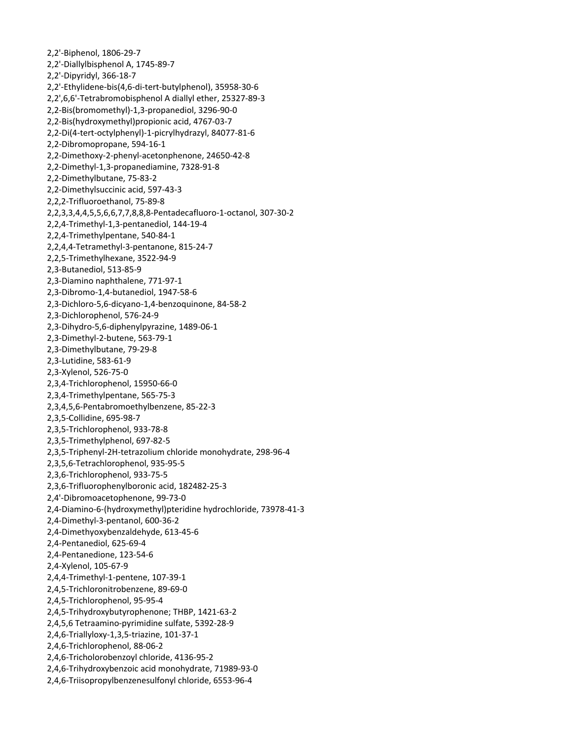2,2'-Biphenol, 1806-29-7
2,2'-Diallylbisphenol A, 1745-89-7
2,2'-Dipyridyl, 366-18-7
2,2'-Ethylidene-bis(4,6-di-tert-butylphenol), 35958-30-6
2,2',6,6'-Tetrabromobisphenol A diallyl ether, 25327-89-3
2,2-Bis(bromomethyl)-1,3-propanediol, 3296-90-0
2,2-Bis(hydroxymethyl)propionic acid, 4767-03-7
2,2-Di(4-tert-octylphenyl)-1-picrylhydrazyl, 84077-81-6
2,2-Dibromopropane, 594-16-1
2,2-Dimethoxy-2-phenyl-acetonphenone, 24650-42-8
2,2-Dimethyl-1,3-propanediamine, 7328-91-8
2,2-Dimethylbutane, 75-83-2
2,2-Dimethylsuccinic acid, 597-43-3
2,2,2-Trifluoroethanol, 75-89-8
2,2,3,3,4,4,5,5,6,6,7,7,8,8,8-Pentadecafluoro-1-octanol, 307-30-2
2,2,4-Trimethyl-1,3-pentanediol, 144-19-4
2,2,4-Trimethylpentane, 540-84-1
2,2,4,4-Tetramethyl-3-pentanone, 815-24-7
2,2,5-Trimethylhexane, 3522-94-9
2,3-Butanediol, 513-85-9
2,3-Diamino naphthalene, 771-97-1
2,3-Dibromo-1,4-butanediol, 1947-58-6
2,3-Dichloro-5,6-dicyano-1,4-benzoquinone, 84-58-2
2,3-Dichlorophenol, 576-24-9
2,3-Dihydro-5,6-diphenylpyrazine, 1489-06-1
2,3-Dimethyl-2-butene, 563-79-1
2,3-Dimethylbutane, 79-29-8
2,3-Lutidine, 583-61-9
2,3-Xylenol, 526-75-0
2,3,4-Trichlorophenol, 15950-66-0
2,3,4-Trimethylpentane, 565-75-3
2,3,4,5,6-Pentabromoethylbenzene, 85-22-3
2,3,5-Collidine, 695-98-7
2,3,5-Trichlorophenol, 933-78-8
2,3,5-Trimethylphenol, 697-82-5
2,3,5-Triphenyl-2H-tetrazolium chloride monohydrate, 298-96-4
2,3,5,6-Tetrachlorophenol, 935-95-5
2,3,6-Trichlorophenol, 933-75-5
2,3,6-Trifluorophenylboronic acid, 182482-25-3
2,4'-Dibromoacetophenone, 99-73-0
2,4-Diamino-6-(hydroxymethyl)pteridine hydrochloride, 73978-41-3
2,4-Dimethyl-3-pentanol, 600-36-2
2,4-Dimethyoxybenzaldehyde, 613-45-6
2,4-Pentanediol, 625-69-4
2,4-Pentanedione, 123-54-6
2,4-Xylenol, 105-67-9
2,4,4-Trimethyl-1-pentene, 107-39-1
2,4,5-Trichloronitrobenzene, 89-69-0
2,4,5-Trichlorophenol, 95-95-4
2,4,5-Trihydroxybutyrophenone; THBP, 1421-63-2
2,4,5,6 Tetraamino-pyrimidine sulfate, 5392-28-9
2,4,6-Triallyloxy-1,3,5-triazine, 101-37-1
2,4,6-Trichlorophenol, 88-06-2
2,4,6-Tricholorobenzoyl chloride, 4136-95-2
2,4,6-Trihydroxybenzoic acid monohydrate, 71989-93-0
2,4,6-Triisopropylbenzenesulfonyl chloride, 6553-96-4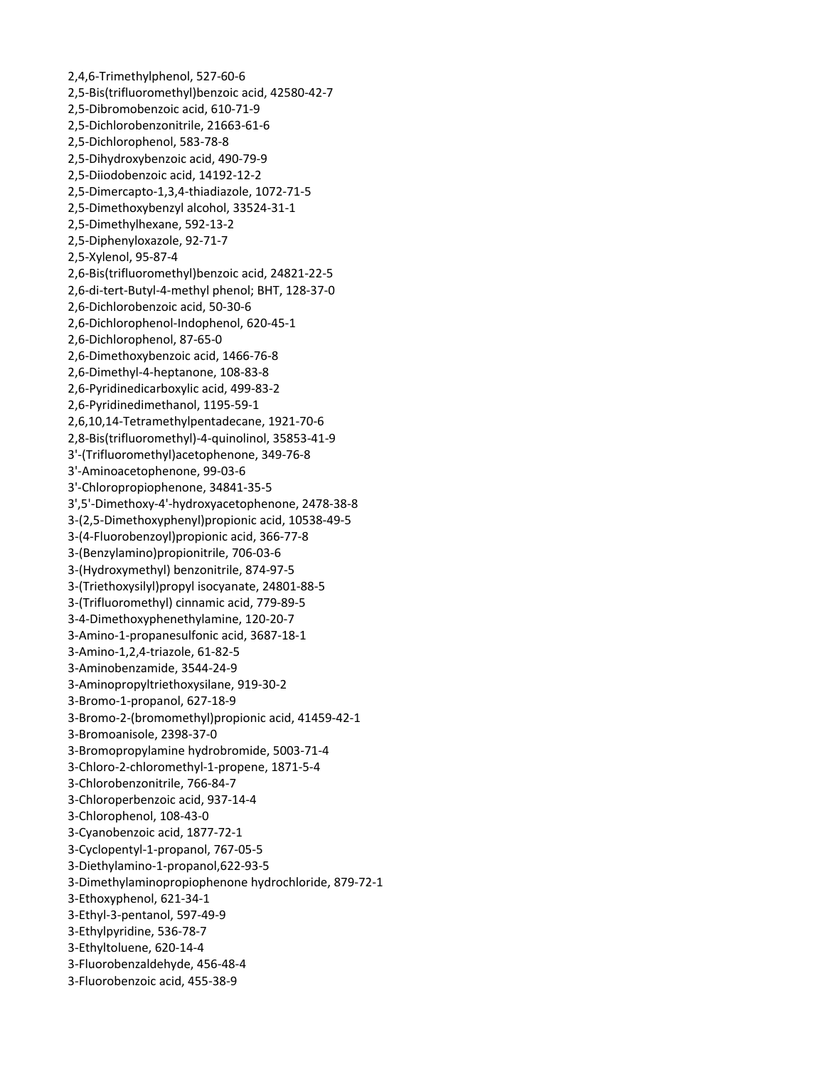2,4,6-Trimethylphenol, 527-60-6
2,5-Bis(trifluoromethyl)benzoic acid, 42580-42-7
2,5-Dibromobenzoic acid, 610-71-9
2,5-Dichlorobenzonitrile, 21663-61-6
2,5-Dichlorophenol, 583-78-8
2,5-Dihydroxybenzoic acid, 490-79-9
2,5-Diiodobenzoic acid, 14192-12-2
2,5-Dimercapto-1,3,4-thiadiazole, 1072-71-5
2,5-Dimethoxybenzyl alcohol, 33524-31-1
2,5-Dimethylhexane, 592-13-2
2,5-Diphenyloxazole, 92-71-7
2,5-Xylenol, 95-87-4
2,6-Bis(trifluoromethyl)benzoic acid, 24821-22-5
2,6-di-tert-Butyl-4-methyl phenol; BHT, 128-37-0
2,6-Dichlorobenzoic acid, 50-30-6
2,6-Dichlorophenol-Indophenol, 620-45-1
2,6-Dichlorophenol, 87-65-0
2,6-Dimethoxybenzoic acid, 1466-76-8
2,6-Dimethyl-4-heptanone, 108-83-8
2,6-Pyridinedicarboxylic acid, 499-83-2
2,6-Pyridinedimethanol, 1195-59-1
2,6,10,14-Tetramethylpentadecane, 1921-70-6
2,8-Bis(trifluoromethyl)-4-quinolinol, 35853-41-9
3'-(Trifluoromethyl)acetophenone, 349-76-8
3'-Aminoacetophenone, 99-03-6
3'-Chloropropiophenone, 34841-35-5
3',5'-Dimethoxy-4'-hydroxyacetophenone, 2478-38-8
3-(2,5-Dimethoxyphenyl)propionic acid, 10538-49-5
3-(4-Fluorobenzoyl)propionic acid, 366-77-8
3-(Benzylamino)propionitrile, 706-03-6
3-(Hydroxymethyl) benzonitrile, 874-97-5
3-(Triethoxysilyl)propyl isocyanate, 24801-88-5
3-(Trifluoromethyl) cinnamic acid, 779-89-5
3-4-Dimethoxyphenethylamine, 120-20-7
3-Amino-1-propanesulfonic acid, 3687-18-1
3-Amino-1,2,4-triazole, 61-82-5
3-Aminobenzamide, 3544-24-9
3-Aminopropyltriethoxysilane, 919-30-2
3-Bromo-1-propanol, 627-18-9
3-Bromo-2-(bromomethyl)propionic acid, 41459-42-1
3-Bromoanisole, 2398-37-0
3-Bromopropylamine hydrobromide, 5003-71-4
3-Chloro-2-chloromethyl-1-propene, 1871-5-4
3-Chlorobenzonitrile, 766-84-7
3-Chloroperbenzoic acid, 937-14-4
3-Chlorophenol, 108-43-0
3-Cyanobenzoic acid, 1877-72-1
3-Cyclopentyl-1-propanol, 767-05-5
3-Diethylamino-1-propanol,622-93-5
3-Dimethylaminopropiophenone hydrochloride, 879-72-1
3-Ethoxyphenol, 621-34-1
3-Ethyl-3-pentanol, 597-49-9
3-Ethylpyridine, 536-78-7
3-Ethyltoluene, 620-14-4
3-Fluorobenzaldehyde, 456-48-4
3-Fluorobenzoic acid, 455-38-9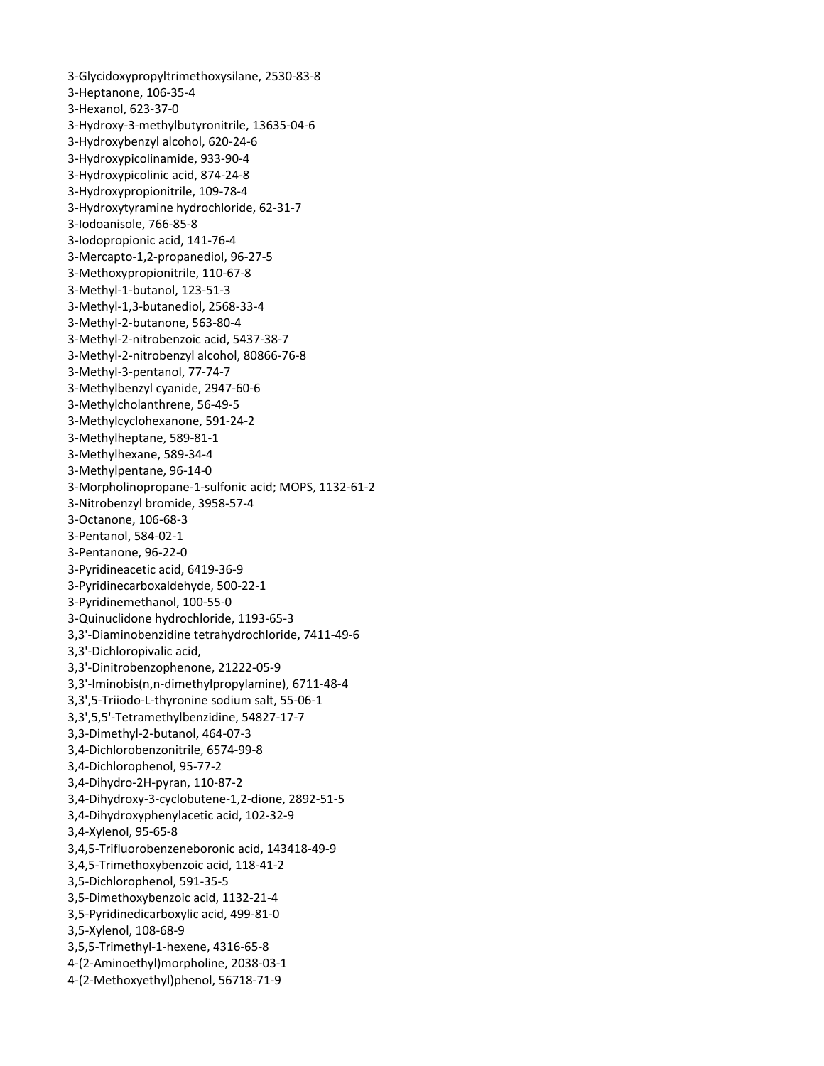3-Glycidoxypropyltrimethoxysilane, 2530-83-8
3-Heptanone, 106-35-4
3-Hexanol, 623-37-0
3-Hydroxy-3-methylbutyronitrile, 13635-04-6
3-Hydroxybenzyl alcohol, 620-24-6
3-Hydroxypicolinamide, 933-90-4
3-Hydroxypicolinic acid, 874-24-8
3-Hydroxypropionitrile, 109-78-4
3-Hydroxytyramine hydrochloride, 62-31-7
3-Iodoanisole, 766-85-8
3-Iodopropionic acid, 141-76-4
3-Mercapto-1,2-propanediol, 96-27-5
3-Methoxypropionitrile, 110-67-8
3-Methyl-1-butanol, 123-51-3
3-Methyl-1,3-butanediol, 2568-33-4
3-Methyl-2-butanone, 563-80-4
3-Methyl-2-nitrobenzoic acid, 5437-38-7
3-Methyl-2-nitrobenzyl alcohol, 80866-76-8
3-Methyl-3-pentanol, 77-74-7
3-Methylbenzyl cyanide, 2947-60-6
3-Methylcholanthrene, 56-49-5
3-Methylcyclohexanone, 591-24-2
3-Methylheptane, 589-81-1
3-Methylhexane, 589-34-4
3-Methylpentane, 96-14-0
3-Morpholinopropane-1-sulfonic acid; MOPS, 1132-61-2
3-Nitrobenzyl bromide, 3958-57-4
3-Octanone, 106-68-3
3-Pentanol, 584-02-1
3-Pentanone, 96-22-0
3-Pyridineacetic acid, 6419-36-9
3-Pyridinecarboxaldehyde, 500-22-1
3-Pyridinemethanol, 100-55-0
3-Quinuclidone hydrochloride, 1193-65-3
3,3'-Diaminobenzidine tetrahydrochloride, 7411-49-6
3,3'-Dichloropivalic acid,
3,3'-Dinitrobenzophenone, 21222-05-9
3,3'-Iminobis(n,n-dimethylpropylamine), 6711-48-4
3,3',5-Triiodo-L-thyronine sodium salt, 55-06-1
3,3',5,5'-Tetramethylbenzidine, 54827-17-7
3,3-Dimethyl-2-butanol, 464-07-3
3,4-Dichlorobenzonitrile, 6574-99-8
3,4-Dichlorophenol, 95-77-2
3,4-Dihydro-2H-pyran, 110-87-2
3,4-Dihydroxy-3-cyclobutene-1,2-dione, 2892-51-5
3,4-Dihydroxyphenylacetic acid, 102-32-9
3,4-Xylenol, 95-65-8
3,4,5-Trifluorobenzeneboronic acid, 143418-49-9
3,4,5-Trimethoxybenzoic acid, 118-41-2
3,5-Dichlorophenol, 591-35-5
3,5-Dimethoxybenzoic acid, 1132-21-4
3,5-Pyridinedicarboxylic acid, 499-81-0
3,5-Xylenol, 108-68-9
3,5,5-Trimethyl-1-hexene, 4316-65-8
4-(2-Aminoethyl)morpholine, 2038-03-1
4-(2-Methoxyethyl)phenol, 56718-71-9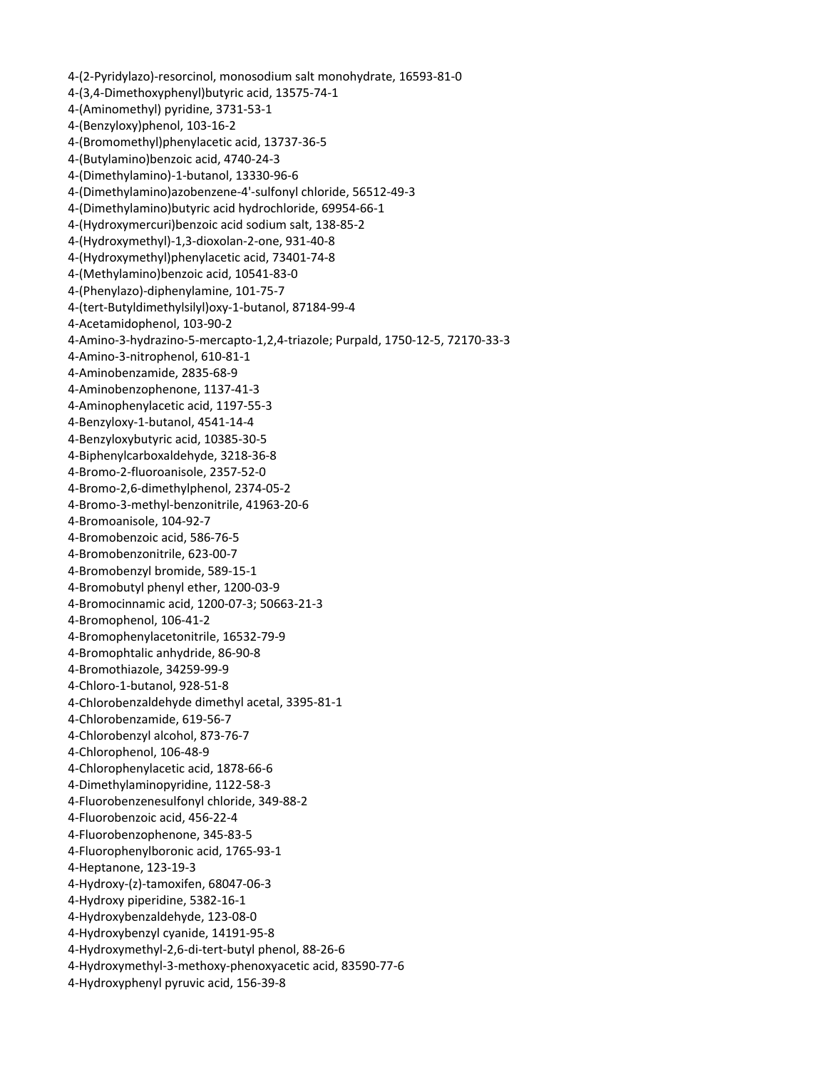4-(2-Pyridylazo)-resorcinol, monosodium salt monohydrate, 16593-81-0
4-(3,4-Dimethoxyphenyl)butyric acid, 13575-74-1
4-(Aminomethyl) pyridine, 3731-53-1
4-(Benzyloxy)phenol, 103-16-2
4-(Bromomethyl)phenylacetic acid, 13737-36-5
4-(Butylamino)benzoic acid, 4740-24-3
4-(Dimethylamino)-1-butanol, 13330-96-6
4-(Dimethylamino)azobenzene-4'-sulfonyl chloride, 56512-49-3
4-(Dimethylamino)butyric acid hydrochloride, 69954-66-1
4-(Hydroxymercuri)benzoic acid sodium salt, 138-85-2
4-(Hydroxymethyl)-1,3-dioxolan-2-one, 931-40-8
4-(Hydroxymethyl)phenylacetic acid, 73401-74-8
4-(Methylamino)benzoic acid, 10541-83-0
4-(Phenylazo)-diphenylamine, 101-75-7
4-(tert-Butyldimethylsilyl)oxy-1-butanol, 87184-99-4
4-Acetamidophenol, 103-90-2
4-Amino-3-hydrazino-5-mercapto-1,2,4-triazole; Purpald, 1750-12-5, 72170-33-3
4-Amino-3-nitrophenol, 610-81-1
4-Aminobenzamide, 2835-68-9
4-Aminobenzophenone, 1137-41-3
4-Aminophenylacetic acid, 1197-55-3
4-Benzyloxy-1-butanol, 4541-14-4
4-Benzyloxybutyric acid, 10385-30-5
4-Biphenylcarboxaldehyde, 3218-36-8
4-Bromo-2-fluoroanisole, 2357-52-0
4-Bromo-2,6-dimethylphenol, 2374-05-2
4-Bromo-3-methyl-benzonitrile, 41963-20-6
4-Bromoanisole, 104-92-7
4-Bromobenzoic acid, 586-76-5
4-Bromobenzonitrile, 623-00-7
4-Bromobenzyl bromide, 589-15-1
4-Bromobutyl phenyl ether, 1200-03-9
4-Bromocinnamic acid, 1200-07-3; 50663-21-3
4-Bromophenol, 106-41-2
4-Bromophenylacetonitrile, 16532-79-9
4-Bromophtalic anhydride, 86-90-8
4-Bromothiazole, 34259-99-9
4-Chloro-1-butanol, 928-51-8
4-Chlorobenzaldehyde dimethyl acetal, 3395-81-1
4-Chlorobenzamide, 619-56-7
4-Chlorobenzyl alcohol, 873-76-7
4-Chlorophenol, 106-48-9
4-Chlorophenylacetic acid, 1878-66-6
4-Dimethylaminopyridine, 1122-58-3
4-Fluorobenzenesulfonyl chloride, 349-88-2
4-Fluorobenzoic acid, 456-22-4
4-Fluorobenzophenone, 345-83-5
4-Fluorophenylboronic acid, 1765-93-1
4-Heptanone, 123-19-3
4-Hydroxy-(z)-tamoxifen, 68047-06-3
4-Hydroxy piperidine, 5382-16-1
4-Hydroxybenzaldehyde, 123-08-0
4-Hydroxybenzyl cyanide, 14191-95-8
4-Hydroxymethyl-2,6-di-tert-butyl phenol, 88-26-6
4-Hydroxymethyl-3-methoxy-phenoxyacetic acid, 83590-77-6
4-Hydroxyphenyl pyruvic acid, 156-39-8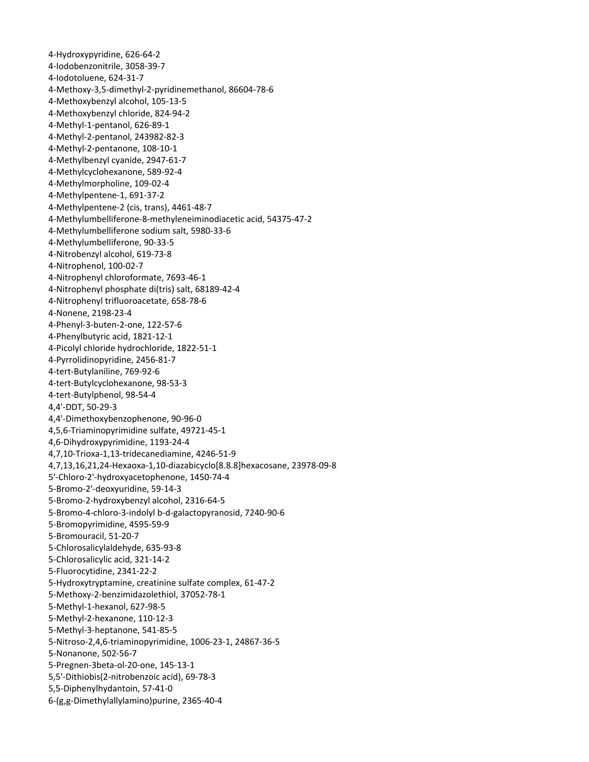4-Hydroxypyridine, 626-64-2
4-Iodobenzonitrile, 3058-39-7
4-Iodotoluene, 624-31-7
4-Methoxy-3,5-dimethyl-2-pyridinemethanol, 86604-78-6
4-Methoxybenzyl alcohol, 105-13-5
4-Methoxybenzyl chloride, 824-94-2
4-Methyl-1-pentanol, 626-89-1
4-Methyl-2-pentanol, 243982-82-3
4-Methyl-2-pentanone, 108-10-1
4-Methylbenzyl cyanide, 2947-61-7
4-Methylcyclohexanone, 589-92-4
4-Methylmorpholine, 109-02-4
4-Methylpentene-1, 691-37-2
4-Methylpentene-2 (cis, trans), 4461-48-7
4-Methylumbelliferone-8-methyleneiminodiacetic acid, 54375-47-2
4-Methylumbelliferone sodium salt, 5980-33-6
4-Methylumbelliferone, 90-33-5
4-Nitrobenzyl alcohol, 619-73-8
4-Nitrophenol, 100-02-7
4-Nitrophenyl chloroformate, 7693-46-1
4-Nitrophenyl phosphate di(tris) salt, 68189-42-4
4-Nitrophenyl trifluoroacetate, 658-78-6
4-Nonene, 2198-23-4
4-Phenyl-3-buten-2-one, 122-57-6
4-Phenylbutyric acid, 1821-12-1
4-Picolyl chloride hydrochloride, 1822-51-1
4-Pyrrolidinopyridine, 2456-81-7
4-tert-Butylaniline, 769-92-6
4-tert-Butylcyclohexanone, 98-53-3
4-tert-Butylphenol, 98-54-4
4,4'-DDT, 50-29-3
4,4'-Dimethoxybenzophenone, 90-96-0
4,5,6-Triaminopyrimidine sulfate, 49721-45-1
4,6-Dihydroxypyrimidine, 1193-24-4
4,7,10-Trioxa-1,13-tridecanediamine, 4246-51-9
4,7,13,16,21,24-Hexaoxa-1,10-diazabicyclo[8.8.8]hexacosane, 23978-09-8
5'-Chloro-2'-hydroxyacetophenone, 1450-74-4
5-Bromo-2'-deoxyuridine, 59-14-3
5-Bromo-2-hydroxybenzyl alcohol, 2316-64-5
5-Bromo-4-chloro-3-indolyl b-d-galactopyranosid, 7240-90-6
5-Bromopyrimidine, 4595-59-9
5-Bromouracil, 51-20-7
5-Chlorosalicylaldehyde, 635-93-8
5-Chlorosalicylic acid, 321-14-2
5-Fluorocytidine, 2341-22-2
5-Hydroxytryptamine, creatinine sulfate complex, 61-47-2
5-Methoxy-2-benzimidazolethiol, 37052-78-1
5-Methyl-1-hexanol, 627-98-5
5-Methyl-2-hexanone, 110-12-3
5-Methyl-3-heptanone, 541-85-5
5-Nitroso-2,4,6-triaminopyrimidine, 1006-23-1, 24867-36-5
5-Nonanone, 502-56-7
5-Pregnen-3beta-ol-20-one, 145-13-1
5,5'-Dithiobis(2-nitrobenzoic acid), 69-78-3
5,5-Diphenylhydantoin, 57-41-0
6-(g,g-Dimethylallylamino)purine, 2365-40-4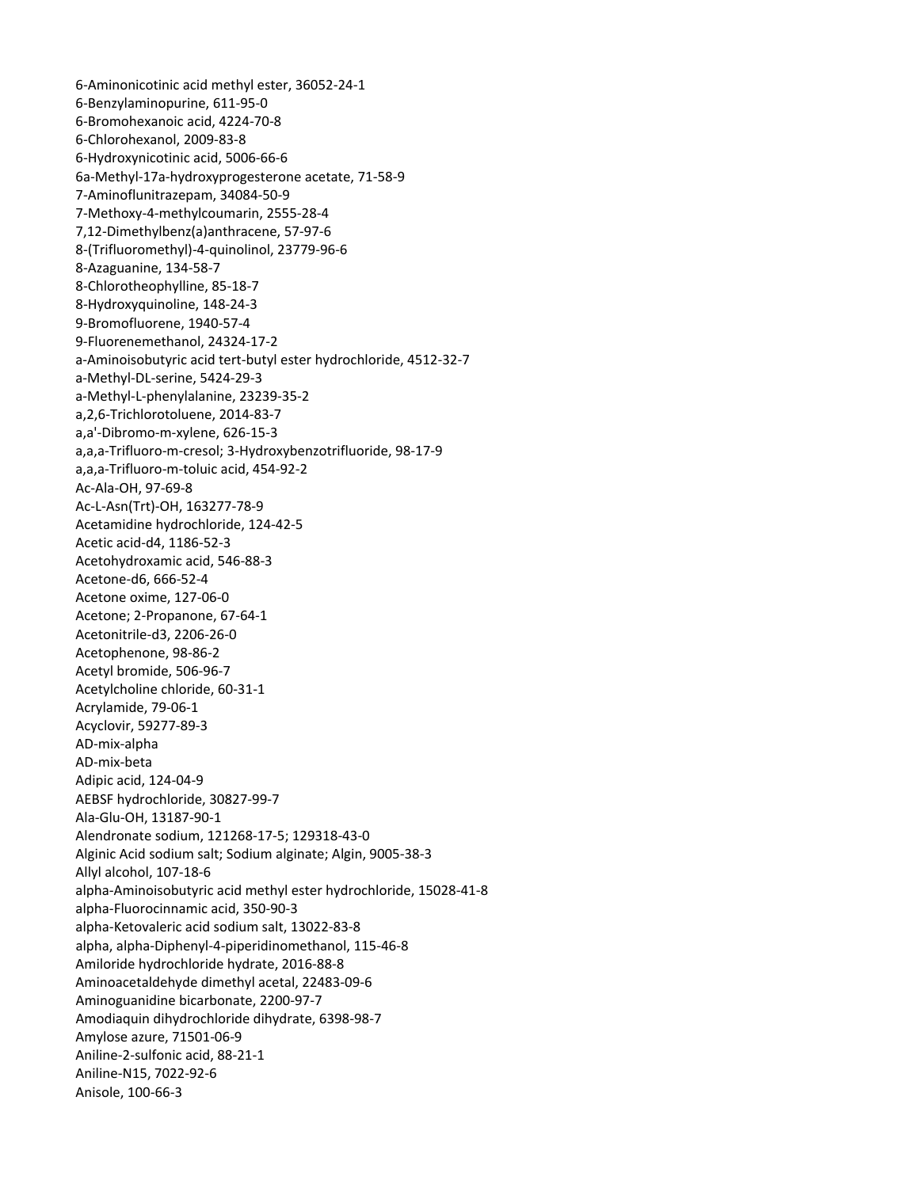6-Aminonicotinic acid methyl ester, 36052-24-1
6-Benzylaminopurine, 611-95-0
6-Bromohexanoic acid, 4224-70-8
6-Chlorohexanol, 2009-83-8
6-Hydroxynicotinic acid, 5006-66-6
6a-Methyl-17a-hydroxyprogesterone acetate, 71-58-9
7-Aminoflunitrazepam, 34084-50-9
7-Methoxy-4-methylcoumarin, 2555-28-4
7,12-Dimethylbenz(a)anthracene, 57-97-6
8-(Trifluoromethyl)-4-quinolinol, 23779-96-6
8-Azaguanine, 134-58-7
8-Chlorotheophylline, 85-18-7
8-Hydroxyquinoline, 148-24-3
9-Bromofluorene, 1940-57-4
9-Fluorenemethanol, 24324-17-2
a-Aminoisobutyric acid tert-butyl ester hydrochloride, 4512-32-7
a-Methyl-DL-serine, 5424-29-3
a-Methyl-L-phenylalanine, 23239-35-2
a,2,6-Trichlorotoluene, 2014-83-7
a,a'-Dibromo-m-xylene, 626-15-3
a,a,a-Trifluoro-m-cresol; 3-Hydroxybenzotrifluoride, 98-17-9
a,a,a-Trifluoro-m-toluic acid, 454-92-2
Ac-Ala-OH, 97-69-8
Ac-L-Asn(Trt)-OH, 163277-78-9
Acetamidine hydrochloride, 124-42-5
Acetic acid-d4, 1186-52-3
Acetohydroxamic acid, 546-88-3
Acetone-d6, 666-52-4
Acetone oxime, 127-06-0
Acetone; 2-Propanone, 67-64-1
Acetonitrile-d3, 2206-26-0
Acetophenone, 98-86-2
Acetyl bromide, 506-96-7
Acetylcholine chloride, 60-31-1
Acrylamide, 79-06-1
Acyclovir, 59277-89-3
AD-mix-alpha
AD-mix-beta
Adipic acid, 124-04-9
AEBSF hydrochloride, 30827-99-7
Ala-Glu-OH, 13187-90-1
Alendronate sodium, 121268-17-5; 129318-43-0
Alginic Acid sodium salt; Sodium alginate; Algin, 9005-38-3
Allyl alcohol, 107-18-6
alpha-Aminoisobutyric acid methyl ester hydrochloride, 15028-41-8
alpha-Fluorocinnamic acid, 350-90-3
alpha-Ketovaleric acid sodium salt, 13022-83-8
alpha, alpha-Diphenyl-4-piperidinomethanol, 115-46-8
Amiloride hydrochloride hydrate, 2016-88-8
Aminoacetaldehyde dimethyl acetal, 22483-09-6
Aminoguanidine bicarbonate, 2200-97-7
Amodiaquin dihydrochloride dihydrate, 6398-98-7
Amylose azure, 71501-06-9
Aniline-2-sulfonic acid, 88-21-1
Aniline-N15, 7022-92-6
Anisole, 100-66-3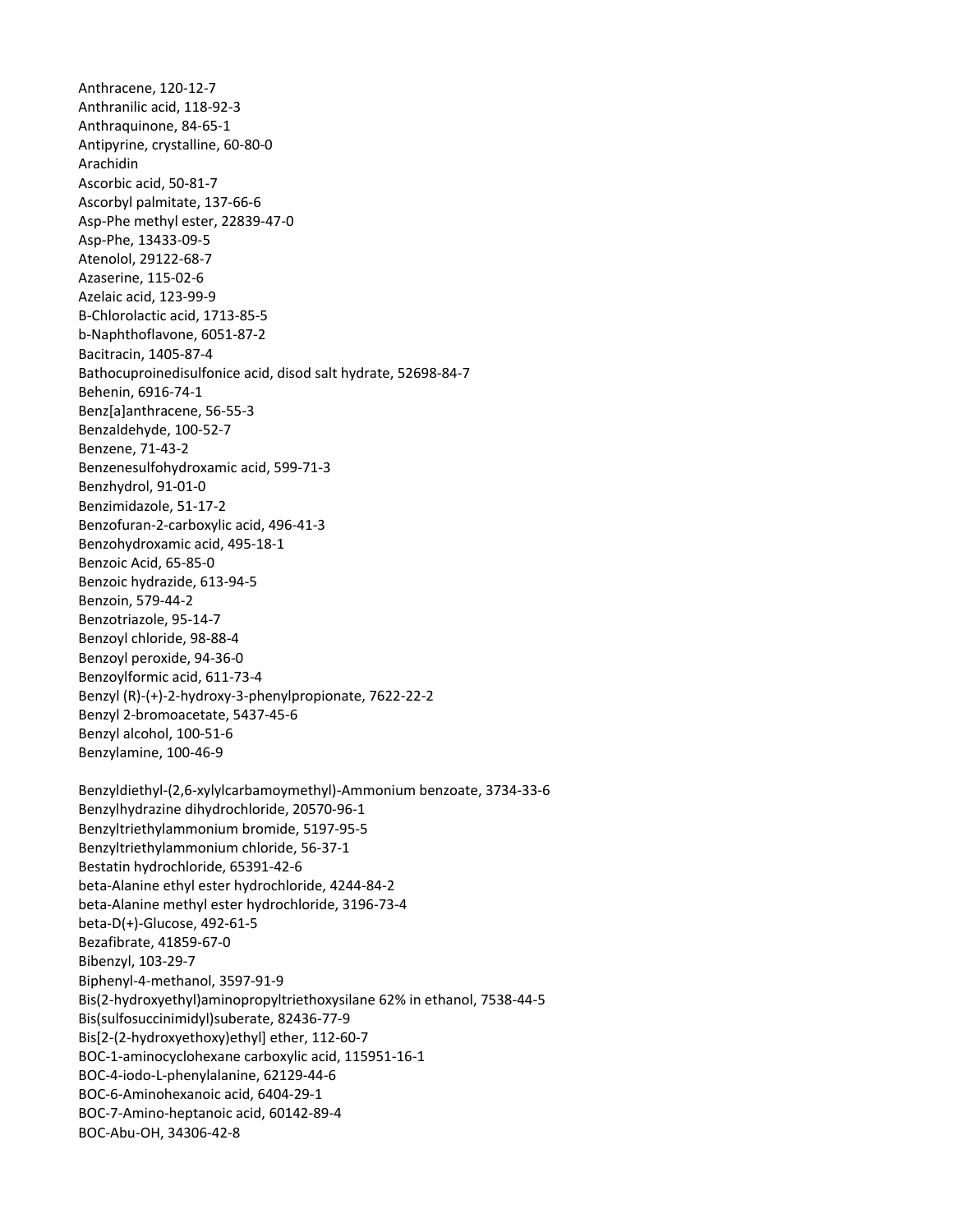Anthracene, 120-12-7
Anthranilic acid, 118-92-3
Anthraquinone, 84-65-1
Antipyrine, crystalline, 60-80-0
Arachidin
Ascorbic acid, 50-81-7
Ascorbyl palmitate, 137-66-6
Asp-Phe methyl ester, 22839-47-0
Asp-Phe, 13433-09-5
Atenolol, 29122-68-7
Azaserine, 115-02-6
Azelaic acid, 123-99-9
B-Chlorolactic acid, 1713-85-5
b-Naphthoflavone, 6051-87-2
Bacitracin, 1405-87-4
Bathocuproinedisulfonice acid, disod salt hydrate, 52698-84-7
Behenin, 6916-74-1
Benz[a]anthracene, 56-55-3
Benzaldehyde, 100-52-7
Benzene, 71-43-2
Benzenesulfohydroxamic acid, 599-71-3
Benzhydrol, 91-01-0
Benzimidazole, 51-17-2
Benzofuran-2-carboxylic acid, 496-41-3
Benzohydroxamic acid, 495-18-1
Benzoic Acid, 65-85-0
Benzoic hydrazide, 613-94-5
Benzoin, 579-44-2
Benzotriazole, 95-14-7
Benzoyl chloride, 98-88-4
Benzoyl peroxide, 94-36-0
Benzoylformic acid, 611-73-4
Benzyl (R)-(+)-2-hydroxy-3-phenylpropionate, 7622-22-2
Benzyl 2-bromoacetate, 5437-45-6
Benzyl alcohol, 100-51-6
Benzylamine, 100-46-9

Benzyldiethyl-(2,6-xylylcarbamoymethyl)-Ammonium benzoate, 3734-33-6
Benzylhydrazine dihydrochloride, 20570-96-1
Benzyltriethylammonium bromide, 5197-95-5
Benzyltriethylammonium chloride, 56-37-1
Bestatin hydrochloride, 65391-42-6
beta-Alanine ethyl ester hydrochloride, 4244-84-2
beta-Alanine methyl ester hydrochloride, 3196-73-4
beta-D(+)-Glucose, 492-61-5
Bezafibrate, 41859-67-0
Bibenzyl, 103-29-7
Biphenyl-4-methanol, 3597-91-9
Bis(2-hydroxyethyl)aminopropyltriethoxysilane 62% in ethanol, 7538-44-5
Bis(sulfosuccinimidyl)suberate, 82436-77-9
Bis[2-(2-hydroxyethoxy)ethyl] ether, 112-60-7
BOC-1-aminocyclohexane carboxylic acid, 115951-16-1
BOC-4-iodo-L-phenylalanine, 62129-44-6
BOC-6-Aminohexanoic acid, 6404-29-1
BOC-7-Amino-heptanoic acid, 60142-89-4
BOC-Abu-OH, 34306-42-8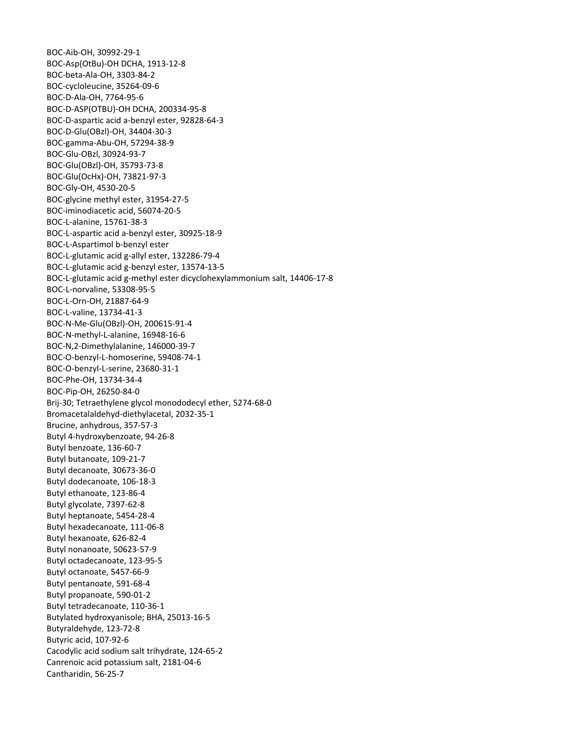BOC-Aib-OH, 30992-29-1
BOC-Asp(OtBu)-OH DCHA, 1913-12-8
BOC-beta-Ala-OH, 3303-84-2
BOC-cycloleucine, 35264-09-6
BOC-D-Ala-OH, 7764-95-6
BOC-D-ASP(OTBU)-OH DCHA, 200334-95-8
BOC-D-aspartic acid a-benzyl ester, 92828-64-3
BOC-D-Glu(OBzl)-OH, 34404-30-3
BOC-gamma-Abu-OH, 57294-38-9
BOC-Glu-OBzl, 30924-93-7
BOC-Glu(OBzl)-OH, 35793-73-8
BOC-Glu(OcHx)-OH, 73821-97-3
BOC-Gly-OH, 4530-20-5
BOC-glycine methyl ester, 31954-27-5
BOC-iminodiacetic acid, 56074-20-5
BOC-L-alanine, 15761-38-3
BOC-L-aspartic acid a-benzyl ester, 30925-18-9
BOC-L-Aspartimol b-benzyl ester
BOC-L-glutamic acid g-allyl ester, 132286-79-4
BOC-L-glutamic acid g-benzyl ester, 13574-13-5
BOC-L-glutamic acid g-methyl ester dicyclohexylammonium salt, 14406-17-8
BOC-L-norvaline, 53308-95-5
BOC-L-Orn-OH, 21887-64-9
BOC-L-valine, 13734-41-3
BOC-N-Me-Glu(OBzl)-OH, 200615-91-4
BOC-N-methyl-L-alanine, 16948-16-6
BOC-N,2-Dimethylalanine, 146000-39-7
BOC-O-benzyl-L-homoserine, 59408-74-1
BOC-O-benzyl-L-serine, 23680-31-1
BOC-Phe-OH, 13734-34-4
BOC-Pip-OH, 26250-84-0
Brij-30; Tetraethylene glycol monododecyl ether, 5274-68-0
Bromacetalaldehyd-diethylacetal, 2032-35-1
Brucine, anhydrous, 357-57-3
Butyl 4-hydroxybenzoate, 94-26-8
Butyl benzoate, 136-60-7
Butyl butanoate, 109-21-7
Butyl decanoate, 30673-36-0
Butyl dodecanoate, 106-18-3
Butyl ethanoate, 123-86-4
Butyl glycolate, 7397-62-8
Butyl heptanoate, 5454-28-4
Butyl hexadecanoate, 111-06-8
Butyl hexanoate, 626-82-4
Butyl nonanoate, 50623-57-9
Butyl octadecanoate, 123-95-5
Butyl octanoate, 5457-66-9
Butyl pentanoate, 591-68-4
Butyl propanoate, 590-01-2
Butyl tetradecanoate, 110-36-1
Butylated hydroxyanisole; BHA, 25013-16-5
Butyraldehyde, 123-72-8
Butyric acid, 107-92-6
Cacodylic acid sodium salt trihydrate, 124-65-2
Canrenoic acid potassium salt, 2181-04-6
Cantharidin, 56-25-7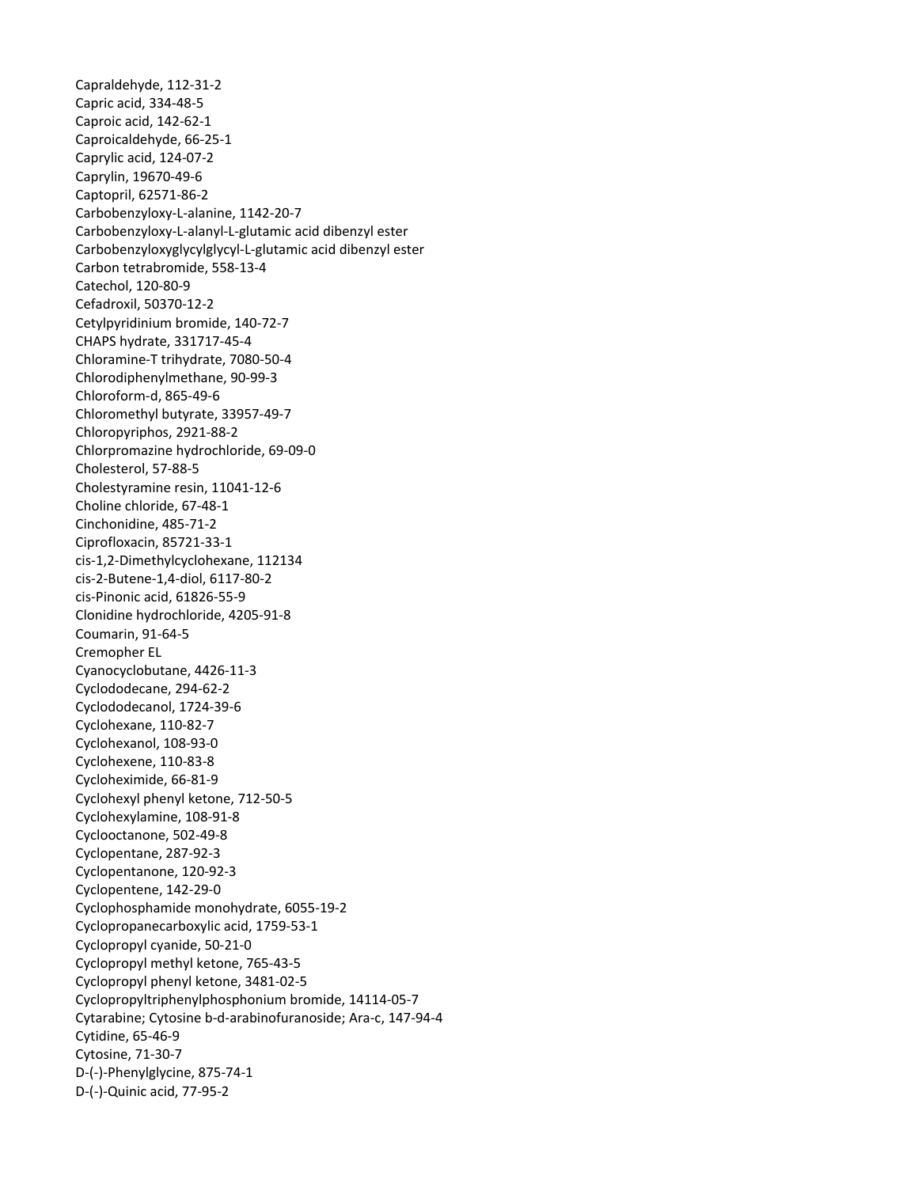Capraldehyde, 112-31-2
Capric acid, 334-48-5
Caproic acid, 142-62-1
Caproicaldehyde, 66-25-1
Caprylic acid, 124-07-2
Caprylin, 19670-49-6
Captopril, 62571-86-2
Carbobenzyloxy-L-alanine, 1142-20-7
Carbobenzyloxy-L-alanyl-L-glutamic acid dibenzyl ester
Carbobenzyloxyglycylglycyl-L-glutamic acid dibenzyl ester
Carbon tetrabromide, 558-13-4
Catechol, 120-80-9
Cefadroxil, 50370-12-2
Cetylpyridinium bromide, 140-72-7
CHAPS hydrate, 331717-45-4
Chloramine-T trihydrate, 7080-50-4
Chlorodiphenylmethane, 90-99-3
Chloroform-d, 865-49-6
Chloromethyl butyrate, 33957-49-7
Chloropyriphos, 2921-88-2
Chlorpromazine hydrochloride, 69-09-0
Cholesterol, 57-88-5
Cholestyramine resin, 11041-12-6
Choline chloride, 67-48-1
Cinchonidine, 485-71-2
Ciprofloxacin, 85721-33-1
cis-1,2-Dimethylcyclohexane, 112134
cis-2-Butene-1,4-diol, 6117-80-2
cis-Pinonic acid, 61826-55-9
Clonidine hydrochloride, 4205-91-8
Coumarin, 91-64-5
Cremopher EL
Cyanocyclobutane, 4426-11-3
Cyclododecane, 294-62-2
Cyclododecanol, 1724-39-6
Cyclohexane, 110-82-7
Cyclohexanol, 108-93-0
Cyclohexene, 110-83-8
Cycloheximide, 66-81-9
Cyclohexyl phenyl ketone, 712-50-5
Cyclohexylamine, 108-91-8
Cyclooctanone, 502-49-8
Cyclopentane, 287-92-3
Cyclopentanone, 120-92-3
Cyclopentene, 142-29-0
Cyclophosphamide monohydrate, 6055-19-2
Cyclopropanecarboxylic acid, 1759-53-1
Cyclopropyl cyanide, 50-21-0
Cyclopropyl methyl ketone, 765-43-5
Cyclopropyl phenyl ketone, 3481-02-5
Cyclopropyltriphenylphosphonium bromide, 14114-05-7
Cytarabine; Cytosine b-d-arabinofuranoside; Ara-c, 147-94-4
Cytidine, 65-46-9
Cytosine, 71-30-7
D-(-)-Phenylglycine, 875-74-1
D-(-)-Quinic acid, 77-95-2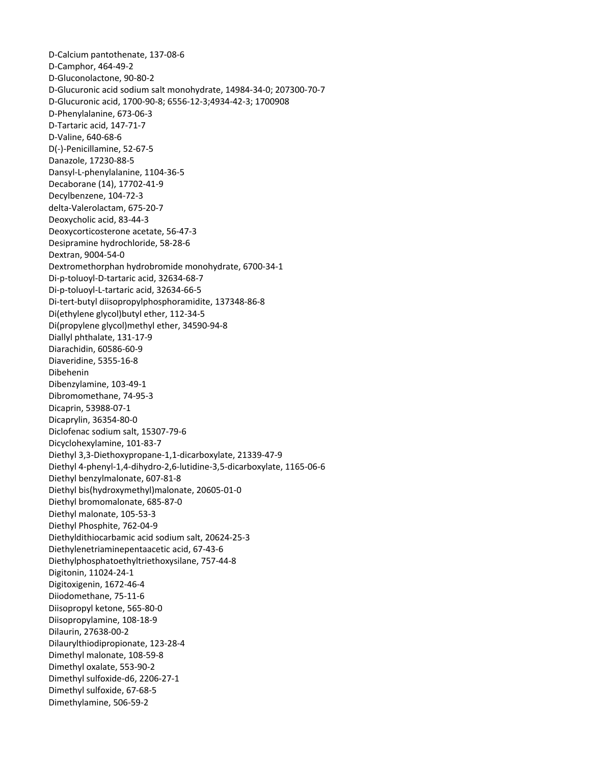D-Calcium pantothenate, 137-08-6
D-Camphor, 464-49-2
D-Gluconolactone, 90-80-2
D-Glucuronic acid sodium salt monohydrate, 14984-34-0; 207300-70-7
D-Glucuronic acid, 1700-90-8; 6556-12-3;4934-42-3; 1700908
D-Phenylalanine, 673-06-3
D-Tartaric acid, 147-71-7
D-Valine, 640-68-6
D(-)-Penicillamine, 52-67-5
Danazole, 17230-88-5
Dansyl-L-phenylalanine, 1104-36-5
Decaborane (14), 17702-41-9
Decylbenzene, 104-72-3
delta-Valerolactam, 675-20-7
Deoxycholic acid, 83-44-3
Deoxycorticosterone acetate, 56-47-3
Desipramine hydrochloride, 58-28-6
Dextran, 9004-54-0
Dextromethorphan hydrobromide monohydrate, 6700-34-1
Di-p-toluoyl-D-tartaric acid, 32634-68-7
Di-p-toluoyl-L-tartaric acid, 32634-66-5
Di-tert-butyl diisopropylphosphoramidite, 137348-86-8
Di(ethylene glycol)butyl ether, 112-34-5
Di(propylene glycol)methyl ether, 34590-94-8
Diallyl phthalate, 131-17-9
Diarachidin, 60586-60-9
Diaveridine, 5355-16-8
Dibehenin
Dibenzylamine, 103-49-1
Dibromomethane, 74-95-3
Dicaprin, 53988-07-1
Dicaprylin, 36354-80-0
Diclofenac sodium salt, 15307-79-6
Dicyclohexylamine, 101-83-7
Diethyl 3,3-Diethoxypropane-1,1-dicarboxylate, 21339-47-9
Diethyl 4-phenyl-1,4-dihydro-2,6-lutidine-3,5-dicarboxylate, 1165-06-6
Diethyl benzylmalonate, 607-81-8
Diethyl bis(hydroxymethyl)malonate, 20605-01-0
Diethyl bromomalonate, 685-87-0
Diethyl malonate, 105-53-3
Diethyl Phosphite, 762-04-9
Diethyldithiocarbamic acid sodium salt, 20624-25-3
Diethylenetriaminepentaacetic acid, 67-43-6
Diethylphosphatoethyltriethoxysilane, 757-44-8
Digitonin, 11024-24-1
Digitoxigenin, 1672-46-4
Diiodomethane, 75-11-6
Diisopropyl ketone, 565-80-0
Diisopropylamine, 108-18-9
Dilaurin, 27638-00-2
Dilaurylthiodipropionate, 123-28-4
Dimethyl malonate, 108-59-8
Dimethyl oxalate, 553-90-2
Dimethyl sulfoxide-d6, 2206-27-1
Dimethyl sulfoxide, 67-68-5
Dimethylamine, 506-59-2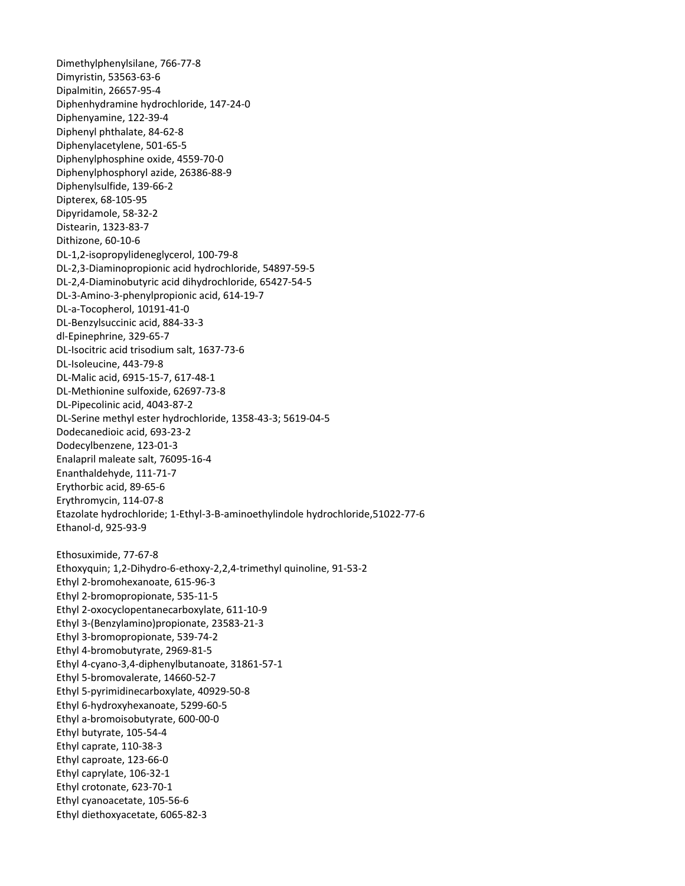Dimethylphenylsilane, 766-77-8
Dimyristin, 53563-63-6
Dipalmitin, 26657-95-4
Diphenhydramine hydrochloride, 147-24-0
Diphenyamine, 122-39-4
Diphenyl phthalate, 84-62-8
Diphenylacetylene, 501-65-5
Diphenylphosphine oxide, 4559-70-0
Diphenylphosphoryl azide, 26386-88-9
Diphenylsulfide, 139-66-2
Dipterex, 68-105-95
Dipyridamole, 58-32-2
Distearin, 1323-83-7
Dithizone, 60-10-6
DL-1,2-isopropylideneglycerol, 100-79-8
DL-2,3-Diaminopropionic acid hydrochloride, 54897-59-5
DL-2,4-Diaminobutyric acid dihydrochloride, 65427-54-5
DL-3-Amino-3-phenylpropionic acid, 614-19-7
DL-a-Tocopherol, 10191-41-0
DL-Benzylsuccinic acid, 884-33-3
dl-Epinephrine, 329-65-7
DL-Isocitric acid trisodium salt, 1637-73-6
DL-Isoleucine, 443-79-8
DL-Malic acid, 6915-15-7, 617-48-1
DL-Methionine sulfoxide, 62697-73-8
DL-Pipecolinic acid, 4043-87-2
DL-Serine methyl ester hydrochloride, 1358-43-3; 5619-04-5
Dodecanedioic acid, 693-23-2
Dodecylbenzene, 123-01-3
Enalapril maleate salt, 76095-16-4
Enanthaldehyde, 111-71-7
Erythorbic acid, 89-65-6
Erythromycin, 114-07-8
Etazolate hydrochloride; 1-Ethyl-3-B-aminoethylindole hydrochloride,51022-77-6
Ethanol-d, 925-93-9

Ethosuximide, 77-67-8
Ethoxyquin; 1,2-Dihydro-6-ethoxy-2,2,4-trimethyl quinoline, 91-53-2
Ethyl 2-bromohexanoate, 615-96-3
Ethyl 2-bromopropionate, 535-11-5
Ethyl 2-oxocyclopentanecarboxylate, 611-10-9
Ethyl 3-(Benzylamino)propionate, 23583-21-3
Ethyl 3-bromopropionate, 539-74-2
Ethyl 4-bromobutyrate, 2969-81-5
Ethyl 4-cyano-3,4-diphenylbutanoate, 31861-57-1
Ethyl 5-bromovalerate, 14660-52-7
Ethyl 5-pyrimidinecarboxylate, 40929-50-8
Ethyl 6-hydroxyhexanoate, 5299-60-5
Ethyl a-bromoisobutyrate, 600-00-0
Ethyl butyrate, 105-54-4
Ethyl caprate, 110-38-3
Ethyl caproate, 123-66-0
Ethyl caprylate, 106-32-1
Ethyl crotonate, 623-70-1
Ethyl cyanoacetate, 105-56-6
Ethyl diethoxyacetate, 6065-82-3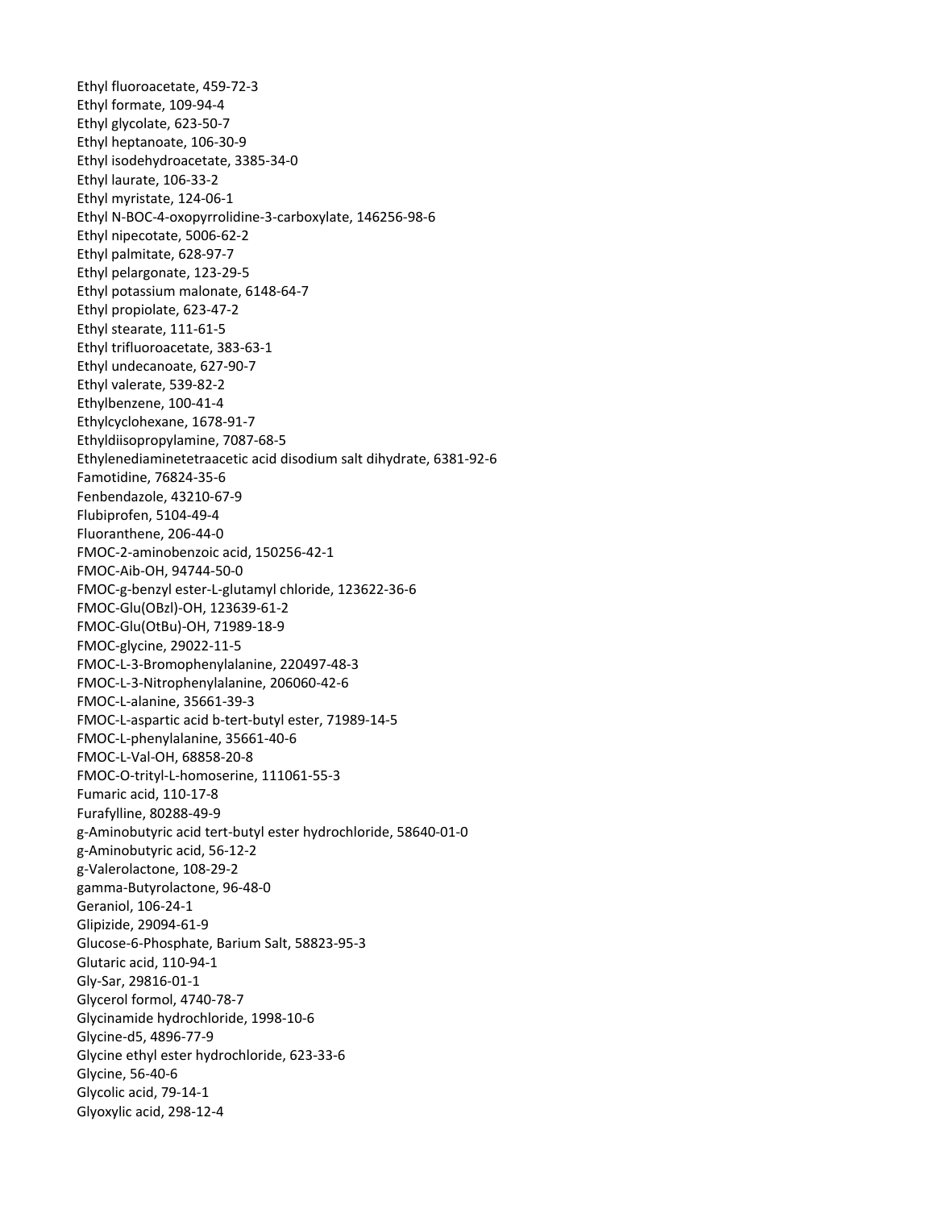Ethyl fluoroacetate, 459-72-3
Ethyl formate, 109-94-4
Ethyl glycolate, 623-50-7
Ethyl heptanoate, 106-30-9
Ethyl isodehydroacetate, 3385-34-0
Ethyl laurate, 106-33-2
Ethyl myristate, 124-06-1
Ethyl N-BOC-4-oxopyrrolidine-3-carboxylate, 146256-98-6
Ethyl nipecotate, 5006-62-2
Ethyl palmitate, 628-97-7
Ethyl pelargonate, 123-29-5
Ethyl potassium malonate, 6148-64-7
Ethyl propiolate, 623-47-2
Ethyl stearate, 111-61-5
Ethyl trifluoroacetate, 383-63-1
Ethyl undecanoate, 627-90-7
Ethyl valerate, 539-82-2
Ethylbenzene, 100-41-4
Ethylcyclohexane, 1678-91-7
Ethyldiisopropylamine, 7087-68-5
Ethylenediaminetetraacetic acid disodium salt dihydrate, 6381-92-6
Famotidine, 76824-35-6
Fenbendazole, 43210-67-9
Flubiprofen, 5104-49-4
Fluoranthene, 206-44-0
FMOC-2-aminobenzoic acid, 150256-42-1
FMOC-Aib-OH, 94744-50-0
FMOC-g-benzyl ester-L-glutamyl chloride, 123622-36-6
FMOC-Glu(OBzl)-OH, 123639-61-2
FMOC-Glu(OtBu)-OH, 71989-18-9
FMOC-glycine, 29022-11-5
FMOC-L-3-Bromophenylalanine, 220497-48-3
FMOC-L-3-Nitrophenylalanine, 206060-42-6
FMOC-L-alanine, 35661-39-3
FMOC-L-aspartic acid b-tert-butyl ester, 71989-14-5
FMOC-L-phenylalanine, 35661-40-6
FMOC-L-Val-OH, 68858-20-8
FMOC-O-trityl-L-homoserine, 111061-55-3
Fumaric acid, 110-17-8
Furafylline, 80288-49-9
g-Aminobutyric acid tert-butyl ester hydrochloride, 58640-01-0
g-Aminobutyric acid, 56-12-2
g-Valerolactone, 108-29-2
gamma-Butyrolactone, 96-48-0
Geraniol, 106-24-1
Glipizide, 29094-61-9
Glucose-6-Phosphate, Barium Salt, 58823-95-3
Glutaric acid, 110-94-1
Gly-Sar, 29816-01-1
Glycerol formol, 4740-78-7
Glycinamide hydrochloride, 1998-10-6
Glycine-d5, 4896-77-9
Glycine ethyl ester hydrochloride, 623-33-6
Glycine, 56-40-6
Glycolic acid, 79-14-1
Glyoxylic acid, 298-12-4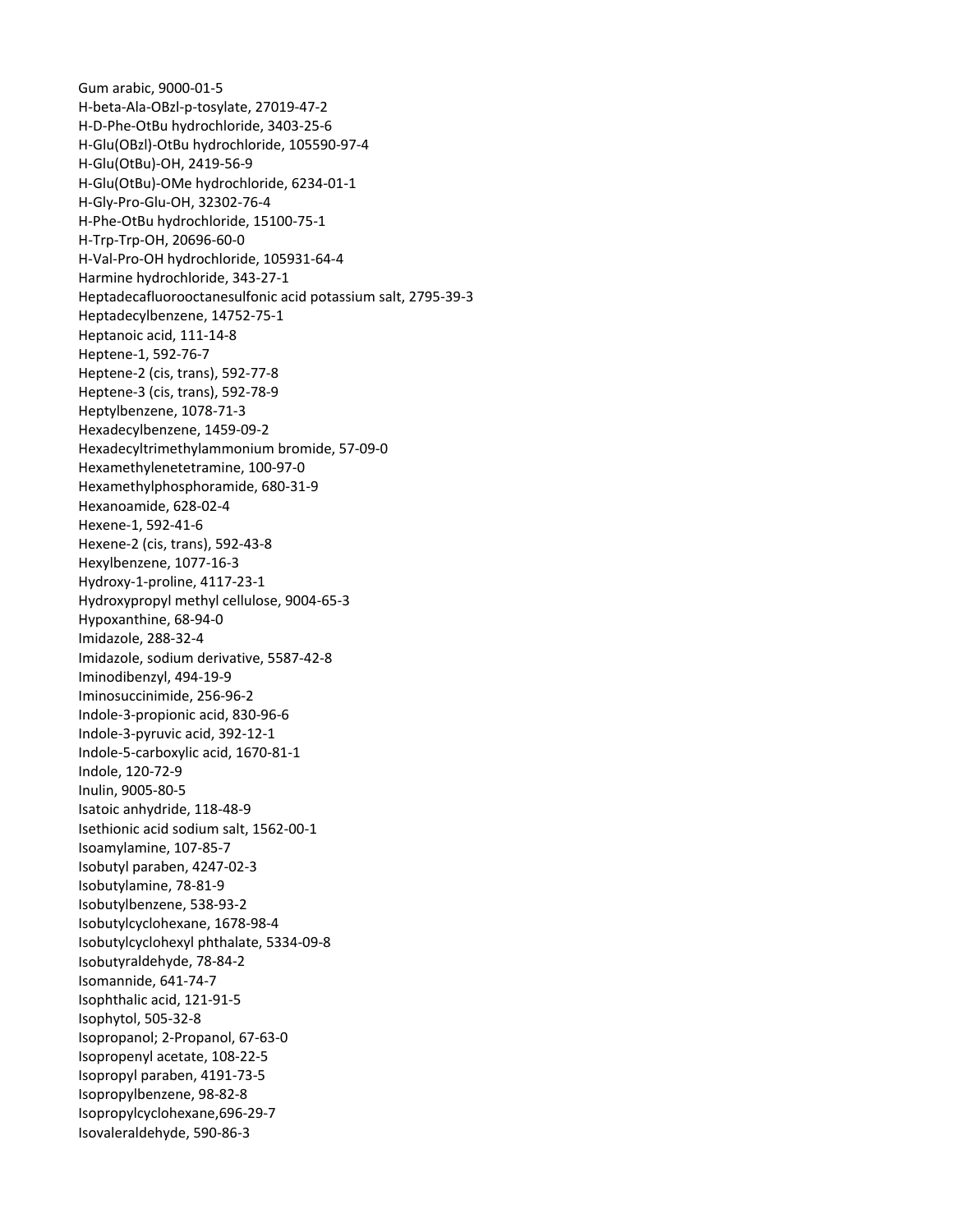Gum arabic, 9000-01-5
H-beta-Ala-OBzl-p-tosylate, 27019-47-2
H-D-Phe-OtBu hydrochloride, 3403-25-6
H-Glu(OBzl)-OtBu hydrochloride, 105590-97-4
H-Glu(OtBu)-OH, 2419-56-9
H-Glu(OtBu)-OMe hydrochloride, 6234-01-1
H-Gly-Pro-Glu-OH, 32302-76-4
H-Phe-OtBu hydrochloride, 15100-75-1
H-Trp-Trp-OH, 20696-60-0
H-Val-Pro-OH hydrochloride, 105931-64-4
Harmine hydrochloride, 343-27-1
Heptadecafluorooctanesulfonic acid potassium salt, 2795-39-3
Heptadecylbenzene, 14752-75-1
Heptanoic acid, 111-14-8
Heptene-1, 592-76-7
Heptene-2 (cis, trans), 592-77-8
Heptene-3 (cis, trans), 592-78-9
Heptylbenzene, 1078-71-3
Hexadecylbenzene, 1459-09-2
Hexadecyltrimethylammonium bromide, 57-09-0
Hexamethylenetetramine, 100-97-0
Hexamethylphosphoramide, 680-31-9
Hexanoamide, 628-02-4
Hexene-1, 592-41-6
Hexene-2 (cis, trans), 592-43-8
Hexylbenzene, 1077-16-3
Hydroxy-1-proline, 4117-23-1
Hydroxypropyl methyl cellulose, 9004-65-3
Hypoxanthine, 68-94-0
Imidazole, 288-32-4
Imidazole, sodium derivative, 5587-42-8
Iminodibenzyl, 494-19-9
Iminosuccinimide, 256-96-2
Indole-3-propionic acid, 830-96-6
Indole-3-pyruvic acid, 392-12-1
Indole-5-carboxylic acid, 1670-81-1
Indole, 120-72-9
Inulin, 9005-80-5
Isatoic anhydride, 118-48-9
Isethionic acid sodium salt, 1562-00-1
Isoamylamine, 107-85-7
Isobutyl paraben, 4247-02-3
Isobutylamine, 78-81-9
Isobutylbenzene, 538-93-2
Isobutylcyclohexane, 1678-98-4
Isobutylcyclohexyl phthalate, 5334-09-8
Isobutyraldehyde, 78-84-2
Isomannide, 641-74-7
Isophthalic acid, 121-91-5
Isophytol, 505-32-8
Isopropanol; 2-Propanol, 67-63-0
Isopropenyl acetate, 108-22-5
Isopropyl paraben, 4191-73-5
Isopropylbenzene, 98-82-8
Isopropylcyclohexane,696-29-7
Isovaleraldehyde, 590-86-3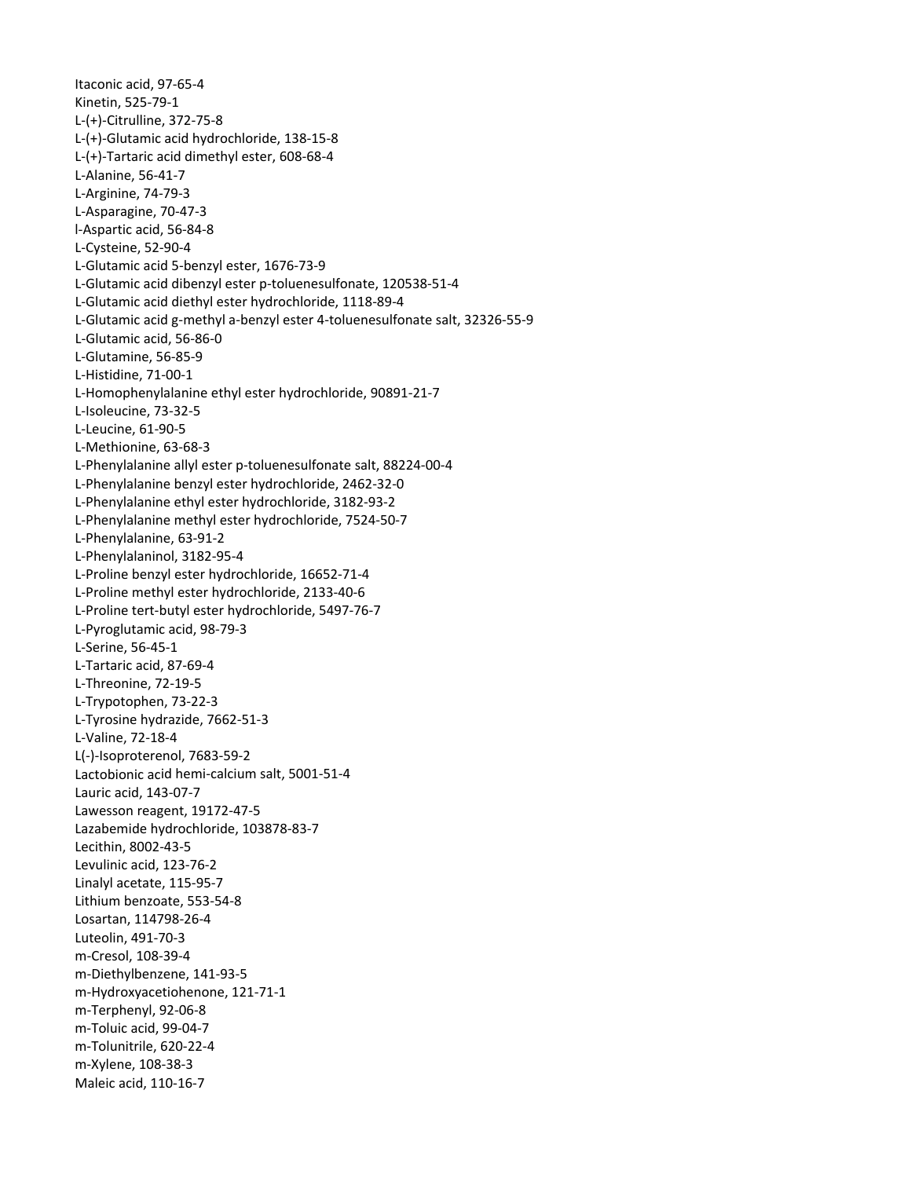Itaconic acid, 97-65-4
Kinetin, 525-79-1
L-(+)-Citrulline, 372-75-8
L-(+)-Glutamic acid hydrochloride, 138-15-8
L-(+)-Tartaric acid dimethyl ester, 608-68-4
L-Alanine, 56-41-7
L-Arginine, 74-79-3
L-Asparagine, 70-47-3
l-Aspartic acid, 56-84-8
L-Cysteine, 52-90-4
L-Glutamic acid 5-benzyl ester, 1676-73-9
L-Glutamic acid dibenzyl ester p-toluenesulfonate, 120538-51-4
L-Glutamic acid diethyl ester hydrochloride, 1118-89-4
L-Glutamic acid g-methyl a-benzyl ester 4-toluenesulfonate salt, 32326-55-9
L-Glutamic acid, 56-86-0
L-Glutamine, 56-85-9
L-Histidine, 71-00-1
L-Homophenylalanine ethyl ester hydrochloride, 90891-21-7
L-Isoleucine, 73-32-5
L-Leucine, 61-90-5
L-Methionine, 63-68-3
L-Phenylalanine allyl ester p-toluenesulfonate salt, 88224-00-4
L-Phenylalanine benzyl ester hydrochloride, 2462-32-0
L-Phenylalanine ethyl ester hydrochloride, 3182-93-2
L-Phenylalanine methyl ester hydrochloride, 7524-50-7
L-Phenylalanine, 63-91-2
L-Phenylalaninol, 3182-95-4
L-Proline benzyl ester hydrochloride, 16652-71-4
L-Proline methyl ester hydrochloride, 2133-40-6
L-Proline tert-butyl ester hydrochloride, 5497-76-7
L-Pyroglutamic acid, 98-79-3
L-Serine, 56-45-1
L-Tartaric acid, 87-69-4
L-Threonine, 72-19-5
L-Trypotophen, 73-22-3
L-Tyrosine hydrazide, 7662-51-3
L-Valine, 72-18-4
L(-)-Isoproterenol, 7683-59-2
Lactobionic acid hemi-calcium salt, 5001-51-4
Lauric acid, 143-07-7
Lawesson reagent, 19172-47-5
Lazabemide hydrochloride, 103878-83-7
Lecithin, 8002-43-5
Levulinic acid, 123-76-2
Linalyl acetate, 115-95-7
Lithium benzoate, 553-54-8
Losartan, 114798-26-4
Luteolin, 491-70-3
m-Cresol, 108-39-4
m-Diethylbenzene, 141-93-5
m-Hydroxyacetiohenone, 121-71-1
m-Terphenyl, 92-06-8
m-Toluic acid, 99-04-7
m-Tolunitrile, 620-22-4
m-Xylene, 108-38-3
Maleic acid, 110-16-7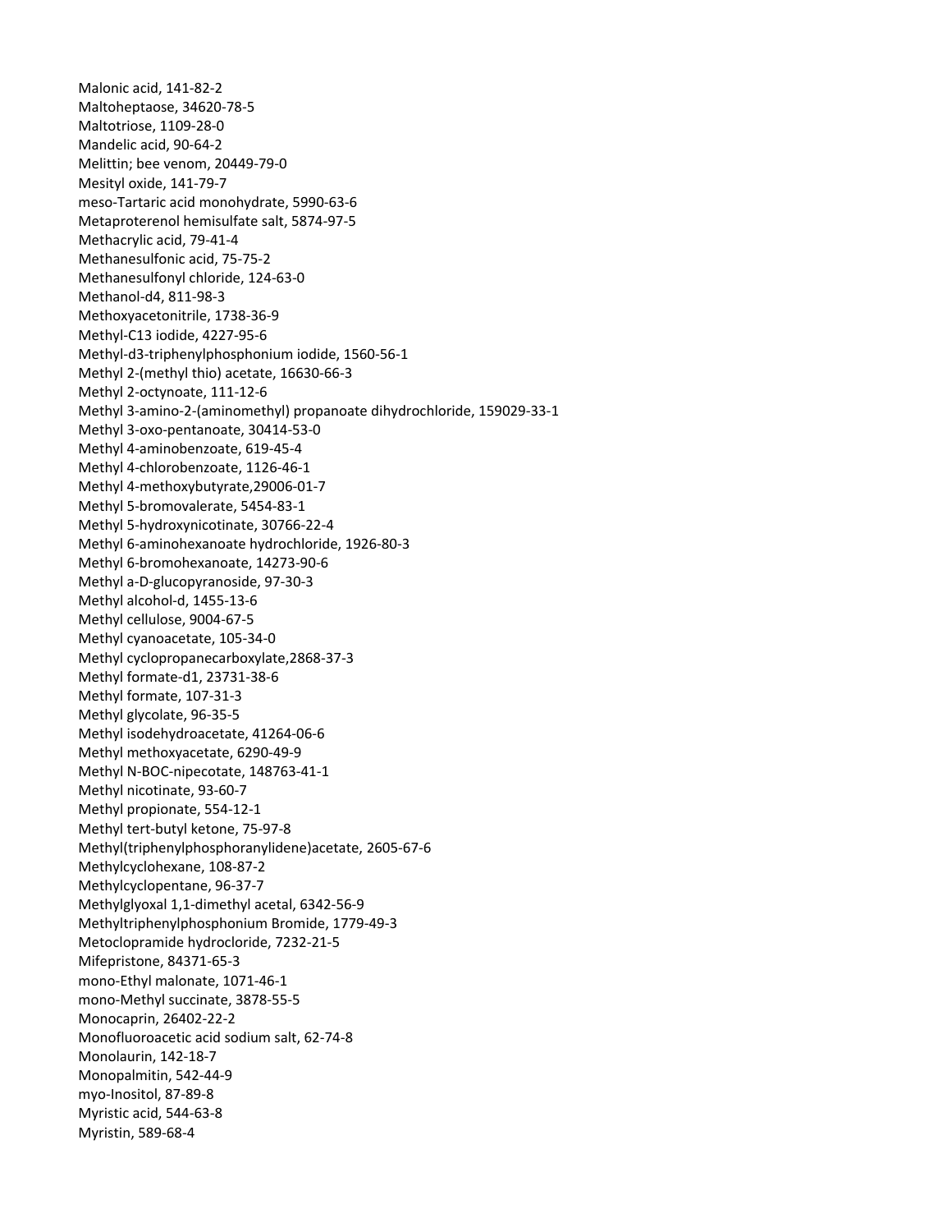Malonic acid, 141-82-2
Maltoheptaose, 34620-78-5
Maltotriose, 1109-28-0
Mandelic acid, 90-64-2
Melittin; bee venom, 20449-79-0
Mesityl oxide, 141-79-7
meso-Tartaric acid monohydrate, 5990-63-6
Metaproterenol hemisulfate salt, 5874-97-5
Methacrylic acid, 79-41-4
Methanesulfonic acid, 75-75-2
Methanesulfonyl chloride, 124-63-0
Methanol-d4, 811-98-3
Methoxyacetonitrile, 1738-36-9
Methyl-C13 iodide, 4227-95-6
Methyl-d3-triphenylphosphonium iodide, 1560-56-1
Methyl 2-(methyl thio) acetate, 16630-66-3
Methyl 2-octynoate, 111-12-6
Methyl 3-amino-2-(aminomethyl) propanoate dihydrochloride, 159029-33-1
Methyl 3-oxo-pentanoate, 30414-53-0
Methyl 4-aminobenzoate, 619-45-4
Methyl 4-chlorobenzoate, 1126-46-1
Methyl 4-methoxybutyrate,29006-01-7
Methyl 5-bromovalerate, 5454-83-1
Methyl 5-hydroxynicotinate, 30766-22-4
Methyl 6-aminohexanoate hydrochloride, 1926-80-3
Methyl 6-bromohexanoate, 14273-90-6
Methyl a-D-glucopyranoside, 97-30-3
Methyl alcohol-d, 1455-13-6
Methyl cellulose, 9004-67-5
Methyl cyanoacetate, 105-34-0
Methyl cyclopropanecarboxylate,2868-37-3
Methyl formate-d1, 23731-38-6
Methyl formate, 107-31-3
Methyl glycolate, 96-35-5
Methyl isodehydroacetate, 41264-06-6
Methyl methoxyacetate, 6290-49-9
Methyl N-BOC-nipecotate, 148763-41-1
Methyl nicotinate, 93-60-7
Methyl propionate, 554-12-1
Methyl tert-butyl ketone, 75-97-8
Methyl(triphenylphosphoranylidene)acetate, 2605-67-6
Methylcyclohexane, 108-87-2
Methylcyclopentane, 96-37-7
Methylglyoxal 1,1-dimethyl acetal, 6342-56-9
Methyltriphenylphosphonium Bromide, 1779-49-3
Metoclopramide hydrocloride, 7232-21-5
Mifepristone, 84371-65-3
mono-Ethyl malonate, 1071-46-1
mono-Methyl succinate, 3878-55-5
Monocaprin, 26402-22-2
Monofluoroacetic acid sodium salt, 62-74-8
Monolaurin, 142-18-7
Monopalmitin, 542-44-9
myo-Inositol, 87-89-8
Myristic acid, 544-63-8
Myristin, 589-68-4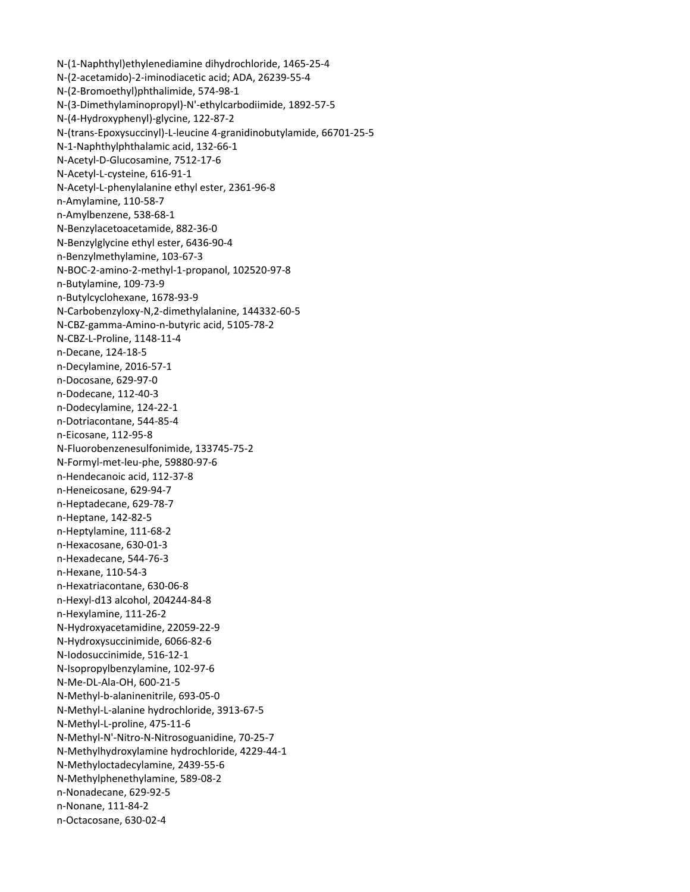N-(1-Naphthyl)ethylenediamine dihydrochloride, 1465-25-4
N-(2-acetamido)-2-iminodiacetic acid; ADA, 26239-55-4
N-(2-Bromoethyl)phthalimide, 574-98-1
N-(3-Dimethylaminopropyl)-N'-ethylcarbodiimide, 1892-57-5
N-(4-Hydroxyphenyl)-glycine, 122-87-2
N-(trans-Epoxysuccinyl)-L-leucine 4-granidinobutylamide, 66701-25-5
N-1-Naphthylphthalamic acid, 132-66-1
N-Acetyl-D-Glucosamine, 7512-17-6
N-Acetyl-L-cysteine, 616-91-1
N-Acetyl-L-phenylalanine ethyl ester, 2361-96-8
n-Amylamine, 110-58-7
n-Amylbenzene, 538-68-1
N-Benzylacetoacetamide, 882-36-0
N-Benzylglycine ethyl ester, 6436-90-4
n-Benzylmethylamine, 103-67-3
N-BOC-2-amino-2-methyl-1-propanol, 102520-97-8
n-Butylamine, 109-73-9
n-Butylcyclohexane, 1678-93-9
N-Carbobenzyloxy-N,2-dimethylalanine, 144332-60-5
N-CBZ-gamma-Amino-n-butyric acid, 5105-78-2
N-CBZ-L-Proline, 1148-11-4
n-Decane, 124-18-5
n-Decylamine, 2016-57-1
n-Docosane, 629-97-0
n-Dodecane, 112-40-3
n-Dodecylamine, 124-22-1
n-Dotriacontane, 544-85-4
n-Eicosane, 112-95-8
N-Fluorobenzenesulfonimide, 133745-75-2
N-Formyl-met-leu-phe, 59880-97-6
n-Hendecanoic acid, 112-37-8
n-Heneicosane, 629-94-7
n-Heptadecane, 629-78-7
n-Heptane, 142-82-5
n-Heptylamine, 111-68-2
n-Hexacosane, 630-01-3
n-Hexadecane, 544-76-3
n-Hexane, 110-54-3
n-Hexatriacontane, 630-06-8
n-Hexyl-d13 alcohol, 204244-84-8
n-Hexylamine, 111-26-2
N-Hydroxyacetamidine, 22059-22-9
N-Hydroxysuccinimide, 6066-82-6
N-Iodosuccinimide, 516-12-1
N-Isopropylbenzylamine, 102-97-6
N-Me-DL-Ala-OH, 600-21-5
N-Methyl-b-alaninenitrile, 693-05-0
N-Methyl-L-alanine hydrochloride, 3913-67-5
N-Methyl-L-proline, 475-11-6
N-Methyl-N'-Nitro-N-Nitrosoguanidine, 70-25-7
N-Methylhydroxylamine hydrochloride, 4229-44-1
N-Methyloctadecylamine, 2439-55-6
N-Methylphenethylamine, 589-08-2
n-Nonadecane, 629-92-5
n-Nonane, 111-84-2
n-Octacosane, 630-02-4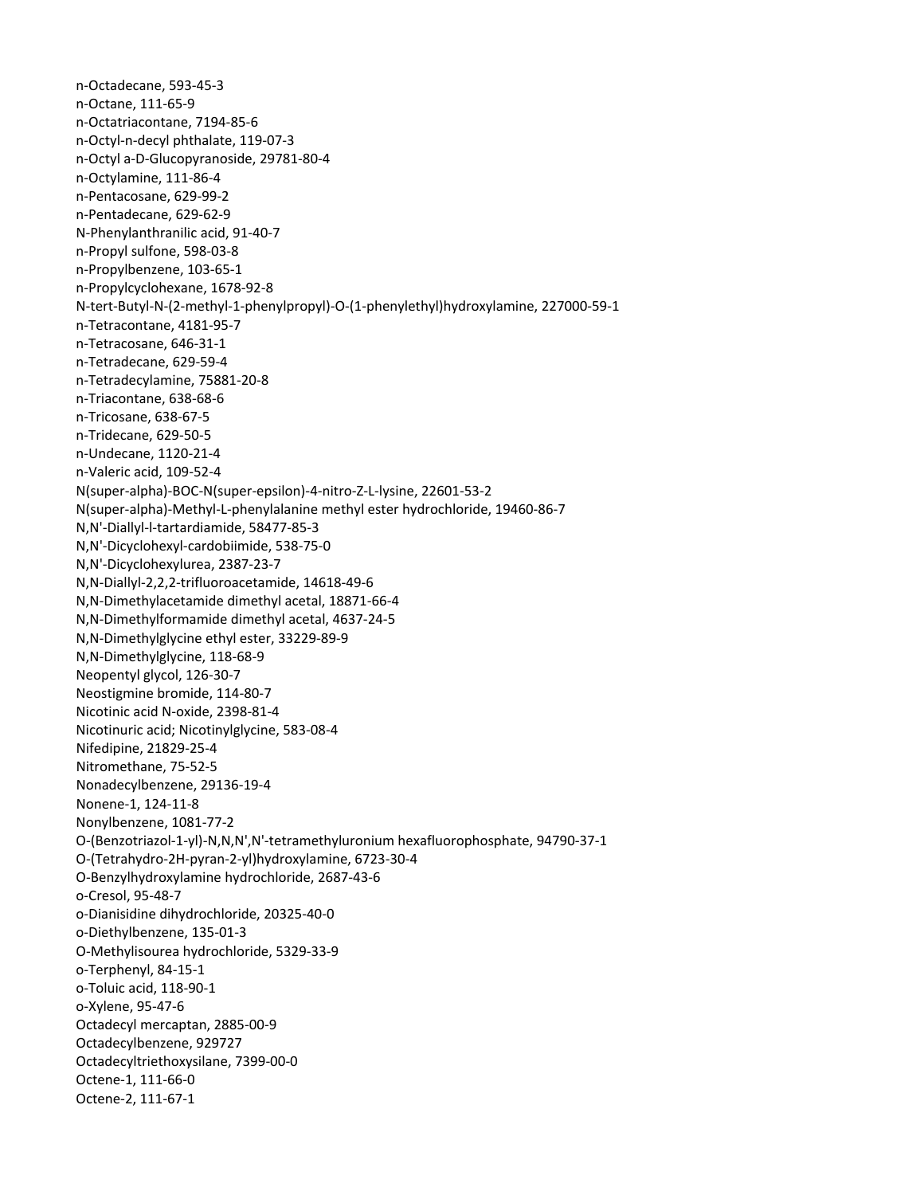n-Octadecane, 593-45-3
n-Octane, 111-65-9
n-Octatriacontane, 7194-85-6
n-Octyl-n-decyl phthalate, 119-07-3
n-Octyl a-D-Glucopyranoside, 29781-80-4
n-Octylamine, 111-86-4
n-Pentacosane, 629-99-2
n-Pentadecane, 629-62-9
N-Phenylanthranilic acid, 91-40-7
n-Propyl sulfone, 598-03-8
n-Propylbenzene, 103-65-1
n-Propylcyclohexane, 1678-92-8
N-tert-Butyl-N-(2-methyl-1-phenylpropyl)-O-(1-phenylethyl)hydroxylamine, 227000-59-1
n-Tetracontane, 4181-95-7
n-Tetracosane, 646-31-1
n-Tetradecane, 629-59-4
n-Tetradecylamine, 75881-20-8
n-Triacontane, 638-68-6
n-Tricosane, 638-67-5
n-Tridecane, 629-50-5
n-Undecane, 1120-21-4
n-Valeric acid, 109-52-4
N(super-alpha)-BOC-N(super-epsilon)-4-nitro-Z-L-lysine, 22601-53-2
N(super-alpha)-Methyl-L-phenylalanine methyl ester hydrochloride, 19460-86-7
N,N'-Diallyl-l-tartardiamide, 58477-85-3
N,N'-Dicyclohexyl-cardobiimide, 538-75-0
N,N'-Dicyclohexylurea, 2387-23-7
N,N-Diallyl-2,2,2-trifluoroacetamide, 14618-49-6
N,N-Dimethylacetamide dimethyl acetal, 18871-66-4
N,N-Dimethylformamide dimethyl acetal, 4637-24-5
N,N-Dimethylglycine ethyl ester, 33229-89-9
N,N-Dimethylglycine, 118-68-9
Neopentyl glycol, 126-30-7
Neostigmine bromide, 114-80-7
Nicotinic acid N-oxide, 2398-81-4
Nicotinuric acid; Nicotinylglycine, 583-08-4
Nifedipine, 21829-25-4
Nitromethane, 75-52-5
Nonadecylbenzene, 29136-19-4
Nonene-1, 124-11-8
Nonylbenzene, 1081-77-2
O-(Benzotriazol-1-yl)-N,N,N',N'-tetramethyluronium hexafluorophosphate, 94790-37-1
O-(Tetrahydro-2H-pyran-2-yl)hydroxylamine, 6723-30-4
O-Benzylhydroxylamine hydrochloride, 2687-43-6
o-Cresol, 95-48-7
o-Dianisidine dihydrochloride, 20325-40-0
o-Diethylbenzene, 135-01-3
O-Methylisourea hydrochloride, 5329-33-9
o-Terphenyl, 84-15-1
o-Toluic acid, 118-90-1
o-Xylene, 95-47-6
Octadecyl mercaptan, 2885-00-9
Octadecylbenzene, 929727
Octadecyltriethoxysilane, 7399-00-0
Octene-1, 111-66-0
Octene-2, 111-67-1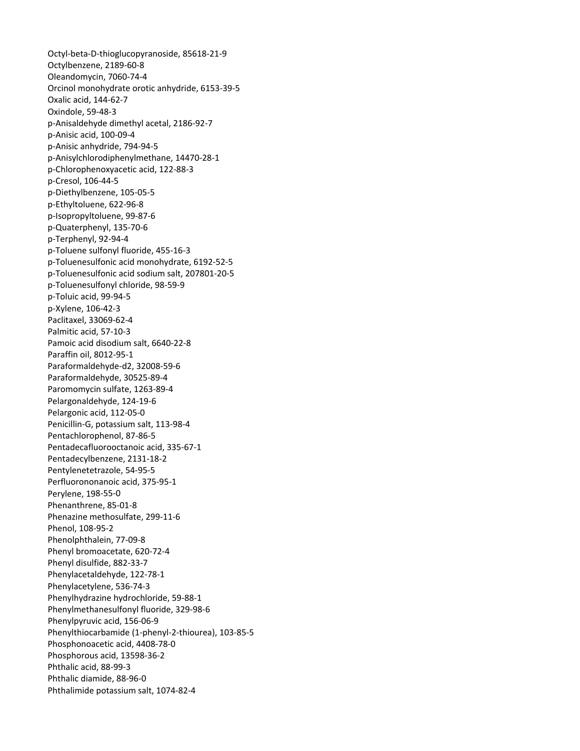Octyl-beta-D-thioglucopyranoside, 85618-21-9
Octylbenzene, 2189-60-8
Oleandomycin, 7060-74-4
Orcinol monohydrate orotic anhydride, 6153-39-5
Oxalic acid, 144-62-7
Oxindole, 59-48-3
p-Anisaldehyde dimethyl acetal, 2186-92-7
p-Anisic acid, 100-09-4
p-Anisic anhydride, 794-94-5
p-Anisylchlorodiphenylmethane, 14470-28-1
p-Chlorophenoxyacetic acid, 122-88-3
p-Cresol, 106-44-5
p-Diethylbenzene, 105-05-5
p-Ethyltoluene, 622-96-8
p-Isopropyltoluene, 99-87-6
p-Quaterphenyl, 135-70-6
p-Terphenyl, 92-94-4
p-Toluene sulfonyl fluoride, 455-16-3
p-Toluenesulfonic acid monohydrate, 6192-52-5
p-Toluenesulfonic acid sodium salt, 207801-20-5
p-Toluenesulfonyl chloride, 98-59-9
p-Toluic acid, 99-94-5
p-Xylene, 106-42-3
Paclitaxel, 33069-62-4
Palmitic acid, 57-10-3
Pamoic acid disodium salt, 6640-22-8
Paraffin oil, 8012-95-1
Paraformaldehyde-d2, 32008-59-6
Paraformaldehyde, 30525-89-4
Paromomycin sulfate, 1263-89-4
Pelargonaldehyde, 124-19-6
Pelargonic acid, 112-05-0
Penicillin-G, potassium salt, 113-98-4
Pentachlorophenol, 87-86-5
Pentadecafluorooctanoic acid, 335-67-1
Pentadecylbenzene, 2131-18-2
Pentylenetetrazole, 54-95-5
Perfluorononanoic acid, 375-95-1
Perylene, 198-55-0
Phenanthrene, 85-01-8
Phenazine methosulfate, 299-11-6
Phenol, 108-95-2
Phenolphthalein, 77-09-8
Phenyl bromoacetate, 620-72-4
Phenyl disulfide, 882-33-7
Phenylacetaldehyde, 122-78-1
Phenylacetylene, 536-74-3
Phenylhydrazine hydrochloride, 59-88-1
Phenylmethanesulfonyl fluoride, 329-98-6
Phenylpyruvic acid, 156-06-9
Phenylthiocarbamide (1-phenyl-2-thiourea), 103-85-5
Phosphonoacetic acid, 4408-78-0
Phosphorous acid, 13598-36-2
Phthalic acid, 88-99-3
Phthalic diamide, 88-96-0
Phthalimide potassium salt, 1074-82-4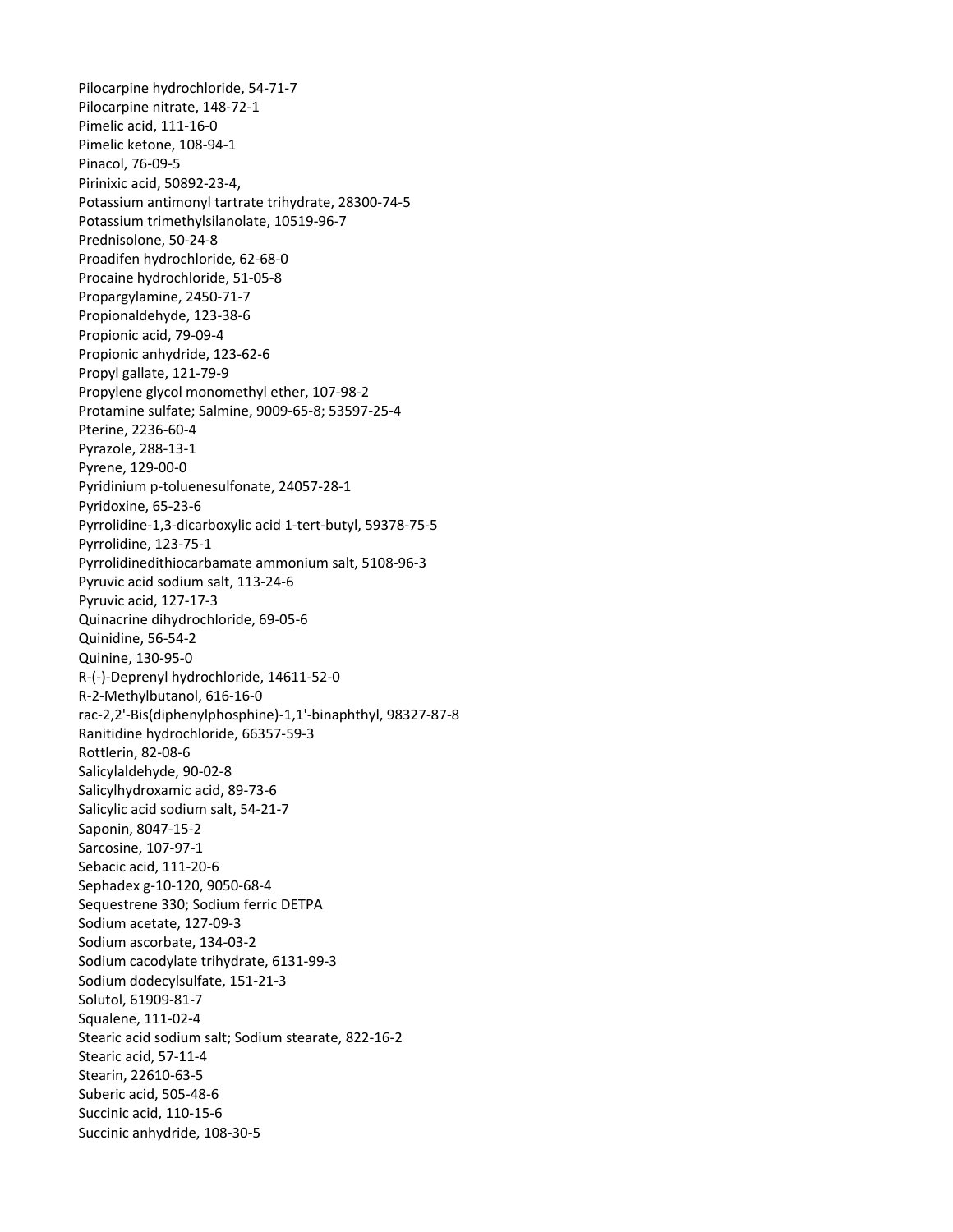Pilocarpine hydrochloride, 54-71-7
Pilocarpine nitrate, 148-72-1
Pimelic acid, 111-16-0
Pimelic ketone, 108-94-1
Pinacol, 76-09-5
Pirinixic acid, 50892-23-4,
Potassium antimonyl tartrate trihydrate, 28300-74-5
Potassium trimethylsilanolate, 10519-96-7
Prednisolone, 50-24-8
Proadifen hydrochloride, 62-68-0
Procaine hydrochloride, 51-05-8
Propargylamine, 2450-71-7
Propionaldehyde, 123-38-6
Propionic acid, 79-09-4
Propionic anhydride, 123-62-6
Propyl gallate, 121-79-9
Propylene glycol monomethyl ether, 107-98-2
Protamine sulfate; Salmine, 9009-65-8; 53597-25-4
Pterine, 2236-60-4
Pyrazole, 288-13-1
Pyrene, 129-00-0
Pyridinium p-toluenesulfonate, 24057-28-1
Pyridoxine, 65-23-6
Pyrrolidine-1,3-dicarboxylic acid 1-tert-butyl, 59378-75-5
Pyrrolidine, 123-75-1
Pyrrolidinedithiocarbamate ammonium salt, 5108-96-3
Pyruvic acid sodium salt, 113-24-6
Pyruvic acid, 127-17-3
Quinacrine dihydrochloride, 69-05-6
Quinidine, 56-54-2
Quinine, 130-95-0
R-(-)-Deprenyl hydrochloride, 14611-52-0
R-2-Methylbutanol, 616-16-0
rac-2,2'-Bis(diphenylphosphine)-1,1'-binaphthyl, 98327-87-8
Ranitidine hydrochloride, 66357-59-3
Rottlerin, 82-08-6
Salicylaldehyde, 90-02-8
Salicylhydroxamic acid, 89-73-6
Salicylic acid sodium salt, 54-21-7
Saponin, 8047-15-2
Sarcosine, 107-97-1
Sebacic acid, 111-20-6
Sephadex g-10-120, 9050-68-4
Sequestrene 330; Sodium ferric DETPA
Sodium acetate, 127-09-3
Sodium ascorbate, 134-03-2
Sodium cacodylate trihydrate, 6131-99-3
Sodium dodecylsulfate, 151-21-3
Solutol, 61909-81-7
Squalene, 111-02-4
Stearic acid sodium salt; Sodium stearate, 822-16-2
Stearic acid, 57-11-4
Stearin, 22610-63-5
Suberic acid, 505-48-6
Succinic acid, 110-15-6
Succinic anhydride, 108-30-5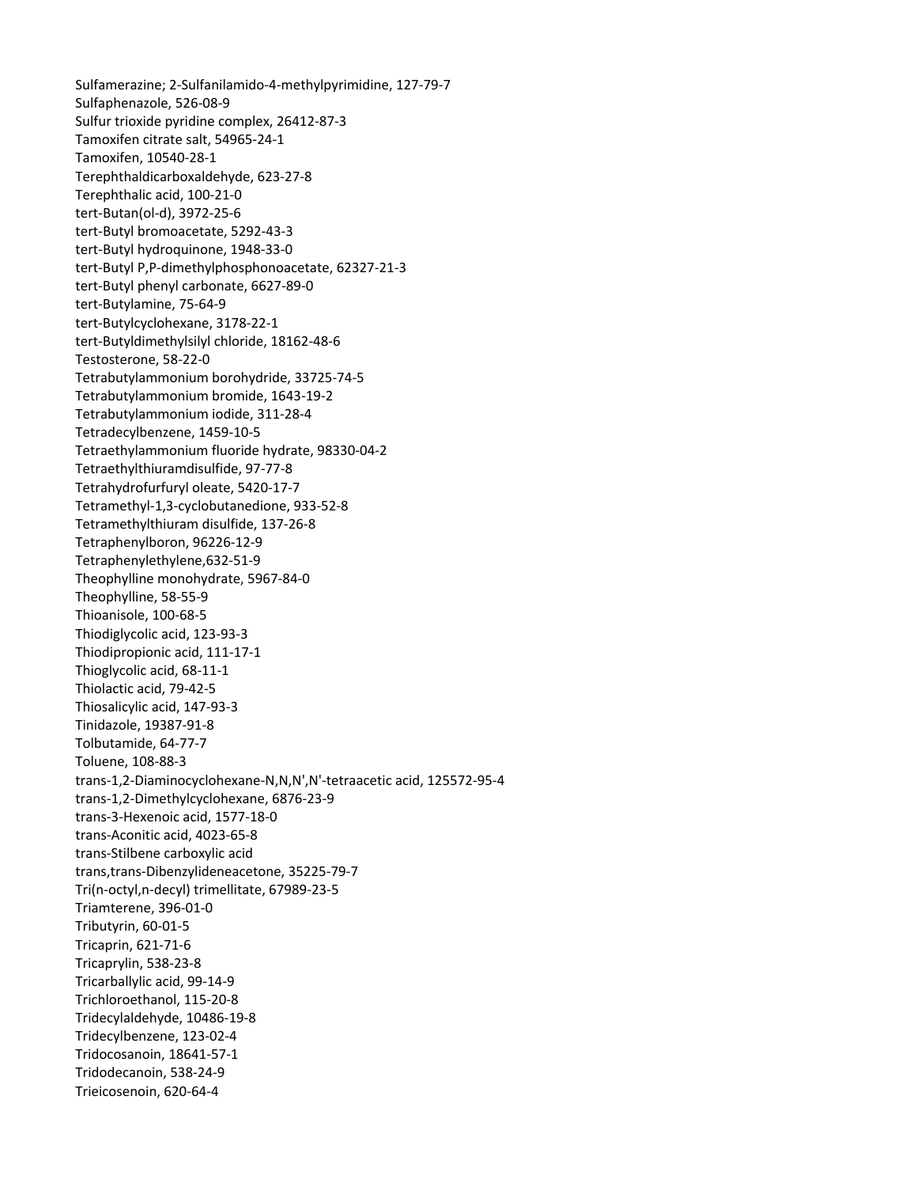Sulfamerazine; 2-Sulfanilamido-4-methylpyrimidine, 127-79-7
Sulfaphenazole, 526-08-9
Sulfur trioxide pyridine complex, 26412-87-3
Tamoxifen citrate salt, 54965-24-1
Tamoxifen, 10540-28-1
Terephthaldicarboxaldehyde, 623-27-8
Terephthalic acid, 100-21-0
tert-Butan(ol-d), 3972-25-6
tert-Butyl bromoacetate, 5292-43-3
tert-Butyl hydroquinone, 1948-33-0
tert-Butyl P,P-dimethylphosphonoacetate, 62327-21-3
tert-Butyl phenyl carbonate, 6627-89-0
tert-Butylamine, 75-64-9
tert-Butylcyclohexane, 3178-22-1
tert-Butyldimethylsilyl chloride, 18162-48-6
Testosterone, 58-22-0
Tetrabutylammonium borohydride, 33725-74-5
Tetrabutylammonium bromide, 1643-19-2
Tetrabutylammonium iodide, 311-28-4
Tetradecylbenzene, 1459-10-5
Tetraethylammonium fluoride hydrate, 98330-04-2
Tetraethylthiuramdisulfide, 97-77-8
Tetrahydrofurfuryl oleate, 5420-17-7
Tetramethyl-1,3-cyclobutanedione, 933-52-8
Tetramethylthiuram disulfide, 137-26-8
Tetraphenylboron, 96226-12-9
Tetraphenylethylene,632-51-9
Theophylline monohydrate, 5967-84-0
Theophylline, 58-55-9
Thioanisole, 100-68-5
Thiodiglycolic acid, 123-93-3
Thiodipropionic acid, 111-17-1
Thioglycolic acid, 68-11-1
Thiolactic acid, 79-42-5
Thiosalicylic acid, 147-93-3
Tinidazole, 19387-91-8
Tolbutamide, 64-77-7
Toluene, 108-88-3
trans-1,2-Diaminocyclohexane-N,N,N',N'-tetraacetic acid, 125572-95-4
trans-1,2-Dimethylcyclohexane, 6876-23-9
trans-3-Hexenoic acid, 1577-18-0
trans-Aconitic acid, 4023-65-8
trans-Stilbene carboxylic acid
trans,trans-Dibenzylideneacetone, 35225-79-7
Tri(n-octyl,n-decyl) trimellitate, 67989-23-5
Triamterene, 396-01-0
Tributyrin, 60-01-5
Tricaprin, 621-71-6
Tricaprylin, 538-23-8
Tricarballylic acid, 99-14-9
Trichloroethanol, 115-20-8
Tridecylaldehyde, 10486-19-8
Tridecylbenzene, 123-02-4
Tridocosanoin, 18641-57-1
Tridodecanoin, 538-24-9
Trieicosenoin, 620-64-4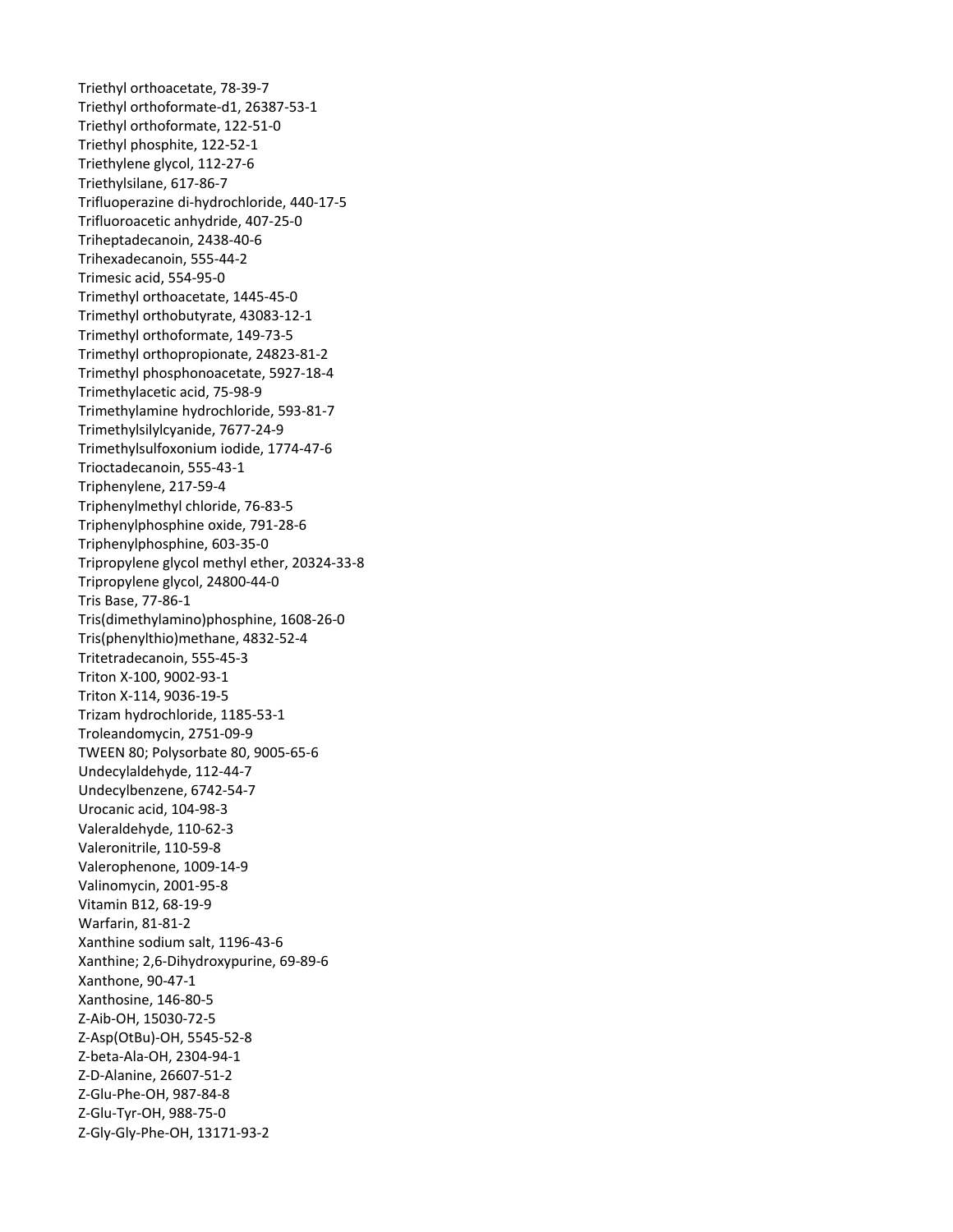Triethyl orthoacetate, 78-39-7
Triethyl orthoformate-d1, 26387-53-1
Triethyl orthoformate, 122-51-0
Triethyl phosphite, 122-52-1
Triethylene glycol, 112-27-6
Triethylsilane, 617-86-7
Trifluoperazine di-hydrochloride, 440-17-5
Trifluoroacetic anhydride, 407-25-0
Triheptadecanoin, 2438-40-6
Trihexadecanoin, 555-44-2
Trimesic acid, 554-95-0
Trimethyl orthoacetate, 1445-45-0
Trimethyl orthobutyrate, 43083-12-1
Trimethyl orthoformate, 149-73-5
Trimethyl orthopropionate, 24823-81-2
Trimethyl phosphonoacetate, 5927-18-4
Trimethylacetic acid, 75-98-9
Trimethylamine hydrochloride, 593-81-7
Trimethylsilylcyanide, 7677-24-9
Trimethylsulfoxonium iodide, 1774-47-6
Trioctadecanoin, 555-43-1
Triphenylene, 217-59-4
Triphenylmethyl chloride, 76-83-5
Triphenylphosphine oxide, 791-28-6
Triphenylphosphine, 603-35-0
Tripropylene glycol methyl ether, 20324-33-8
Tripropylene glycol, 24800-44-0
Tris Base, 77-86-1
Tris(dimethylamino)phosphine, 1608-26-0
Tris(phenylthio)methane, 4832-52-4
Tritetradecanoin, 555-45-3
Triton X-100, 9002-93-1
Triton X-114, 9036-19-5
Trizam hydrochloride, 1185-53-1
Troleandomycin, 2751-09-9
TWEEN 80; Polysorbate 80, 9005-65-6
Undecylaldehyde, 112-44-7
Undecylbenzene, 6742-54-7
Urocanic acid, 104-98-3
Valeraldehyde, 110-62-3
Valeronitrile, 110-59-8
Valerophenone, 1009-14-9
Valinomycin, 2001-95-8
Vitamin B12, 68-19-9
Warfarin, 81-81-2
Xanthine sodium salt, 1196-43-6
Xanthine; 2,6-Dihydroxypurine, 69-89-6
Xanthone, 90-47-1
Xanthosine, 146-80-5
Z-Aib-OH, 15030-72-5
Z-Asp(OtBu)-OH, 5545-52-8
Z-beta-Ala-OH, 2304-94-1
Z-D-Alanine, 26607-51-2
Z-Glu-Phe-OH, 987-84-8
Z-Glu-Tyr-OH, 988-75-0
Z-Gly-Gly-Phe-OH, 13171-93-2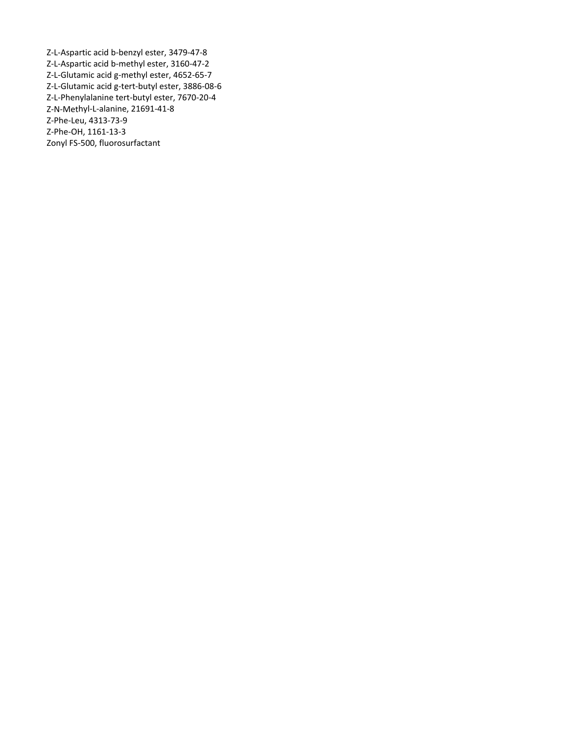Z-L-Aspartic acid b-benzyl ester, 3479-47-8
Z-L-Aspartic acid b-methyl ester, 3160-47-2
Z-L-Glutamic acid g-methyl ester, 4652-65-7
Z-L-Glutamic acid g-tert-butyl ester, 3886-08-6
Z-L-Phenylalanine tert-butyl ester, 7670-20-4
Z-N-Methyl-L-alanine, 21691-41-8
Z-Phe-Leu, 4313-73-9
Z-Phe-OH, 1161-13-3
Zonyl FS-500, fluorosurfactant